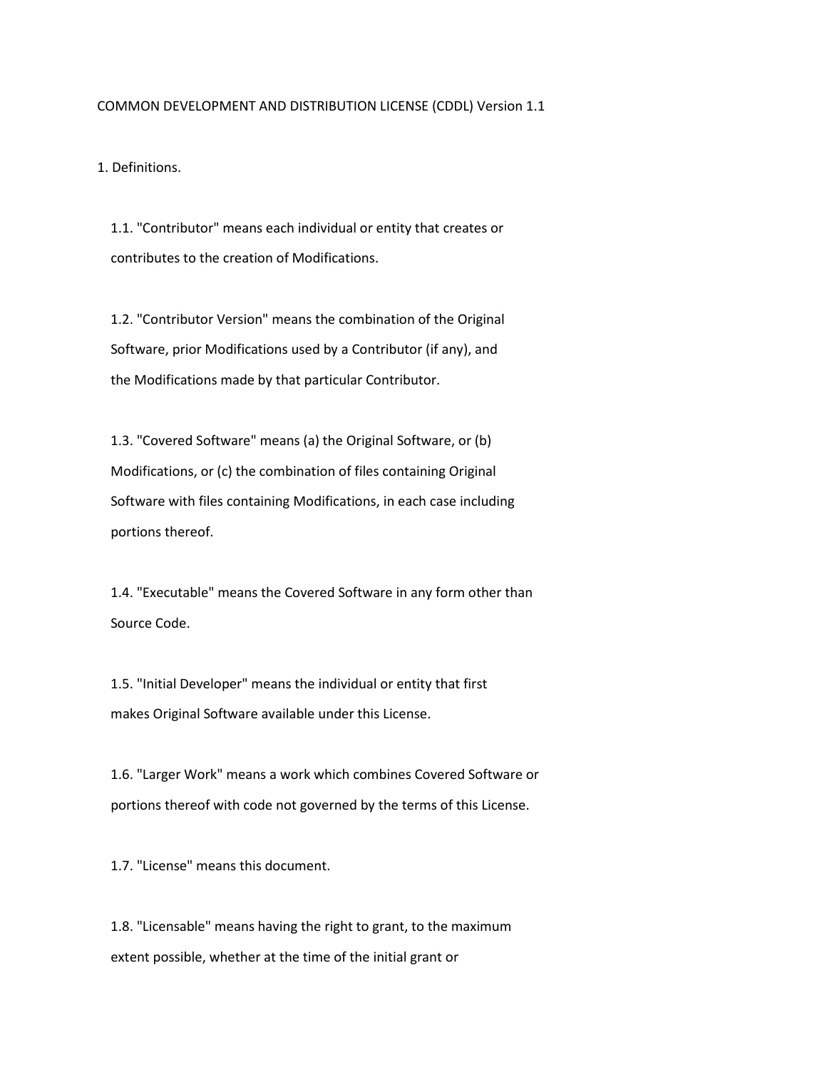# COMMON DEVELOPMENT AND DISTRIBUTION LICENSE (CDDL) Version 1.1

## 1. Definitions.

1.1. "Contributor" means each individual or entity that creates or contributes to the creation of Modifications.

1.2. "Contributor Version" means the combination of the Original Software, prior Modifications used by a Contributor (if any), and the Modifications made by that particular Contributor.

1.3. "Covered Software" means (a) the Original Software, or (b) Modifications, or (c) the combination of files containing Original Software with files containing Modifications, in each case including portions thereof.

1.4. "Executable" means the Covered Software in any form other than Source Code.

1.5. "Initial Developer" means the individual or entity that first makes Original Software available under this License.

1.6. "Larger Work" means a work which combines Covered Software or portions thereof with code not governed by the terms of this License.

1.7. "License" means this document.

1.8. "Licensable" means having the right to grant, to the maximum extent possible, whether at the time of the initial grant or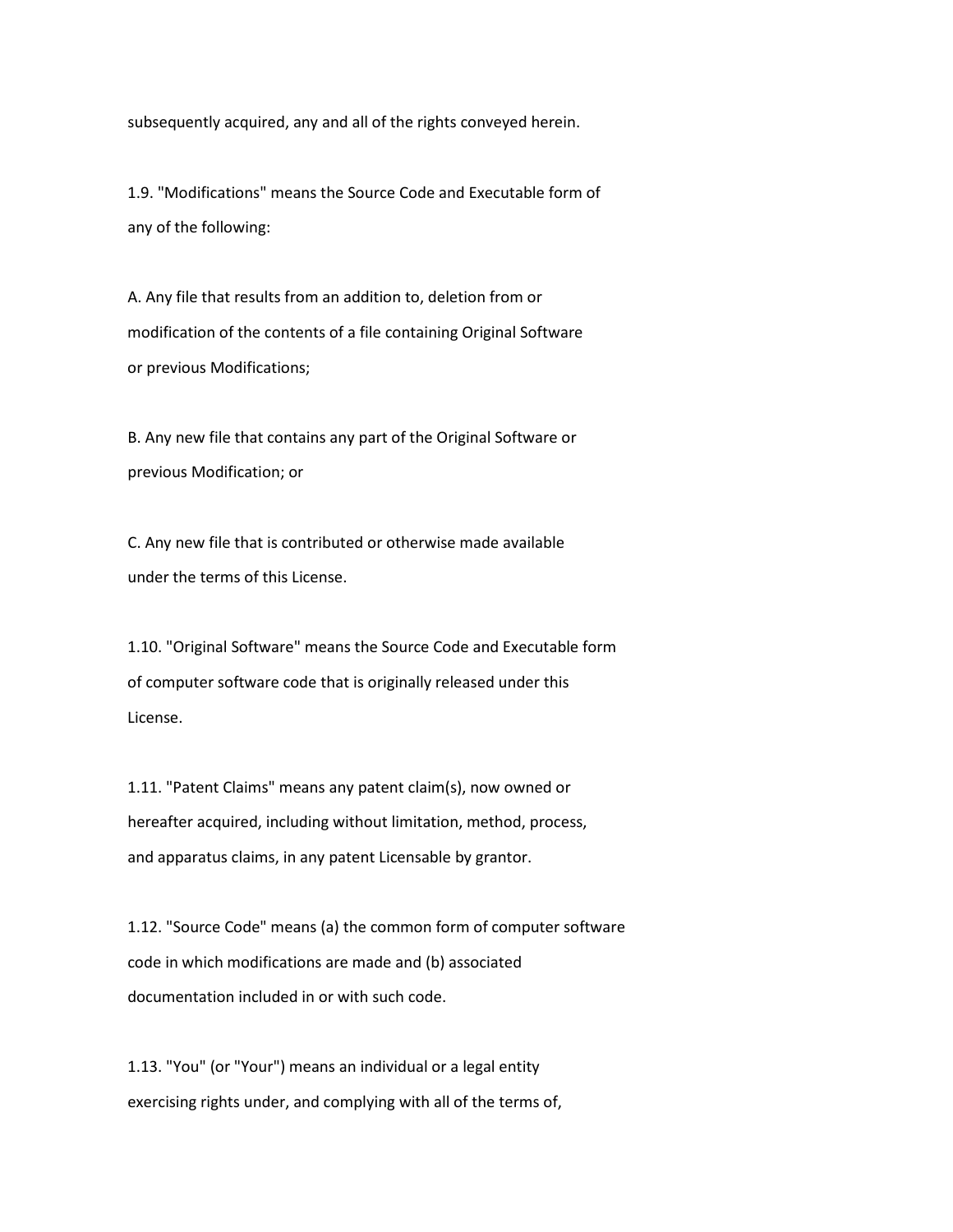subsequently acquired, any and all of the rights conveyed herein.

1.9. "Modifications" means the Source Code and Executable form of any of the following:

A. Any file that results from an addition to, deletion from or modification of the contents of a file containing Original Software or previous Modifications;

B. Any new file that contains any part of the Original Software or previous Modification; or

C. Any new file that is contributed or otherwise made available under the terms of this License.

1.10. "Original Software" means the Source Code and Executable form of computer software code that is originally released under this License.

1.11. "Patent Claims" means any patent claim(s), now owned or hereafter acquired, including without limitation, method, process, and apparatus claims, in any patent Licensable by grantor.

1.12. "Source Code" means (a) the common form of computer software code in which modifications are made and (b) associated documentation included in or with such code.

1.13. "You" (or "Your") means an individual or a legal entity exercising rights under, and complying with all of the terms of,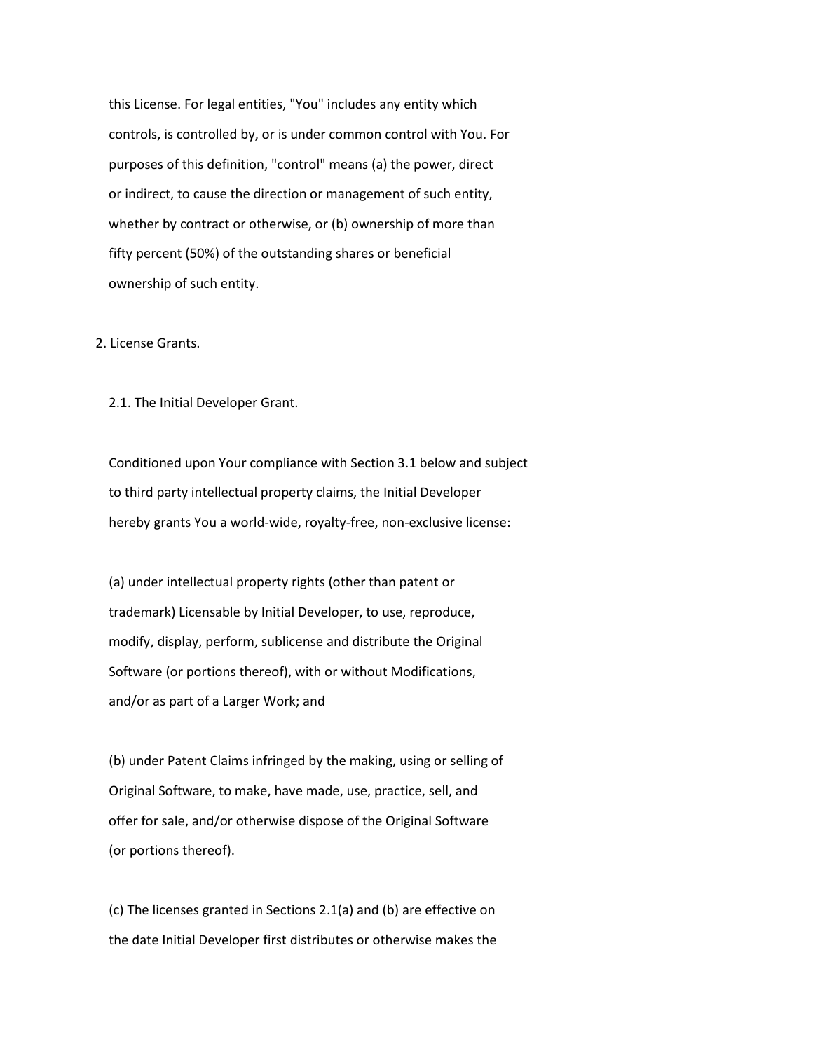this License. For legal entities, "You" includes any entity which controls, is controlled by, or is under common control with You. For purposes of this definition, "control" means (a) the power, direct or indirect, to cause the direction or management of such entity, whether by contract or otherwise, or (b) ownership of more than fifty percent (50%) of the outstanding shares or beneficial ownership of such entity.

2. License Grants.

2.1. The Initial Developer Grant.

Conditioned upon Your compliance with Section 3.1 below and subject to third party intellectual property claims, the Initial Developer hereby grants You a world-wide, royalty-free, non-exclusive license:

(a) under intellectual property rights (other than patent or trademark) Licensable by Initial Developer, to use, reproduce, modify, display, perform, sublicense and distribute the Original Software (or portions thereof), with or without Modifications, and/or as part of a Larger Work; and

(b) under Patent Claims infringed by the making, using or selling of Original Software, to make, have made, use, practice, sell, and offer for sale, and/or otherwise dispose of the Original Software (or portions thereof).

(c) The licenses granted in Sections 2.1(a) and (b) are effective on the date Initial Developer first distributes or otherwise makes the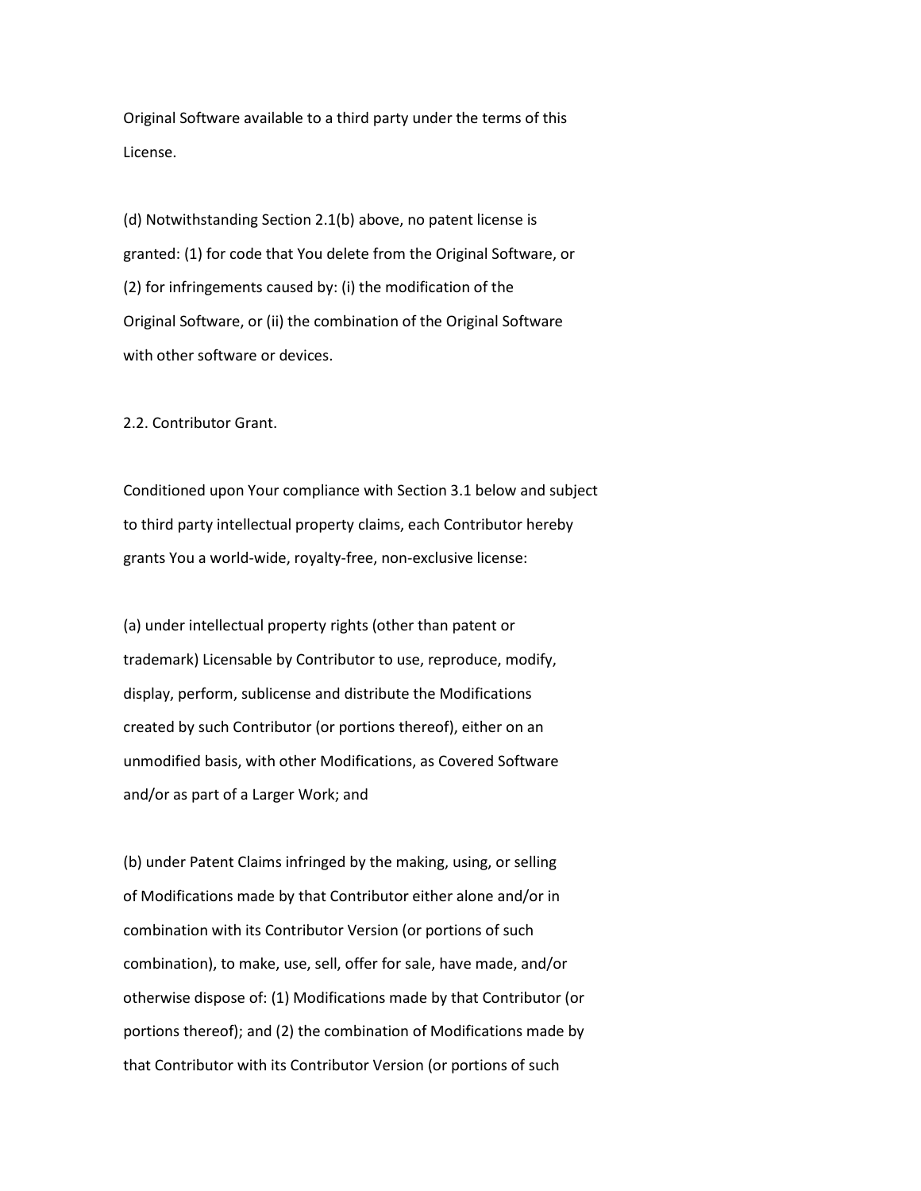Original Software available to a third party under the terms of this License.

(d) Notwithstanding Section 2.1(b) above, no patent license is granted: (1) for code that You delete from the Original Software, or (2) for infringements caused by: (i) the modification of the Original Software, or (ii) the combination of the Original Software with other software or devices.

2.2. Contributor Grant.

Conditioned upon Your compliance with Section 3.1 below and subject to third party intellectual property claims, each Contributor hereby grants You a world-wide, royalty-free, non-exclusive license:

(a) under intellectual property rights (other than patent or trademark) Licensable by Contributor to use, reproduce, modify, display, perform, sublicense and distribute the Modifications created by such Contributor (or portions thereof), either on an unmodified basis, with other Modifications, as Covered Software and/or as part of a Larger Work; and

(b) under Patent Claims infringed by the making, using, or selling of Modifications made by that Contributor either alone and/or in combination with its Contributor Version (or portions of such combination), to make, use, sell, offer for sale, have made, and/or otherwise dispose of: (1) Modifications made by that Contributor (or portions thereof); and (2) the combination of Modifications made by that Contributor with its Contributor Version (or portions of such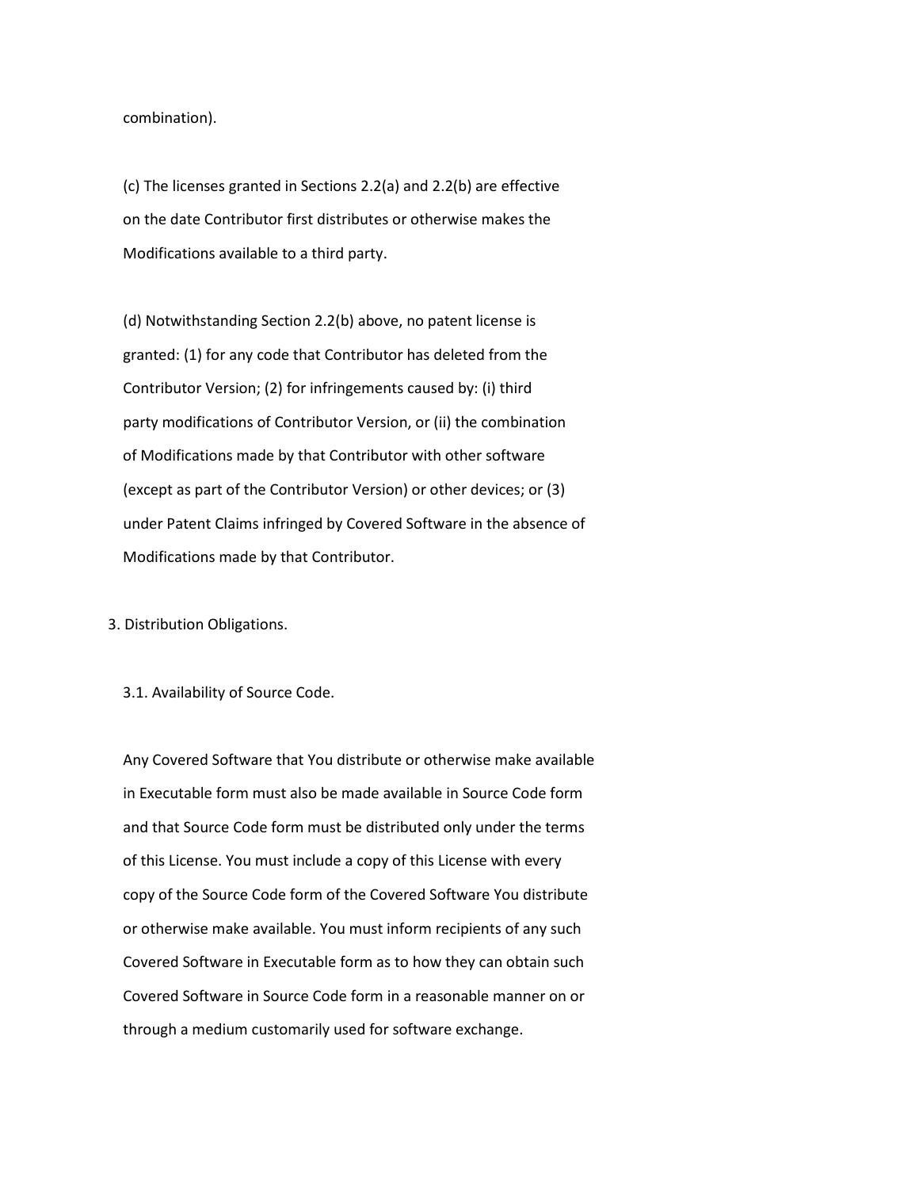combination).

(c) The licenses granted in Sections 2.2(a) and 2.2(b) are effective on the date Contributor first distributes or otherwise makes the Modifications available to a third party.

(d) Notwithstanding Section 2.2(b) above, no patent license is granted: (1) for any code that Contributor has deleted from the Contributor Version; (2) for infringements caused by: (i) third party modifications of Contributor Version, or (ii) the combination of Modifications made by that Contributor with other software (except as part of the Contributor Version) or other devices; or (3) under Patent Claims infringed by Covered Software in the absence of Modifications made by that Contributor.

3. Distribution Obligations.

3.1. Availability of Source Code.

Any Covered Software that You distribute or otherwise make available in Executable form must also be made available in Source Code form and that Source Code form must be distributed only under the terms of this License. You must include a copy of this License with every copy of the Source Code form of the Covered Software You distribute or otherwise make available. You must inform recipients of any such Covered Software in Executable form as to how they can obtain such Covered Software in Source Code form in a reasonable manner on or through a medium customarily used for software exchange.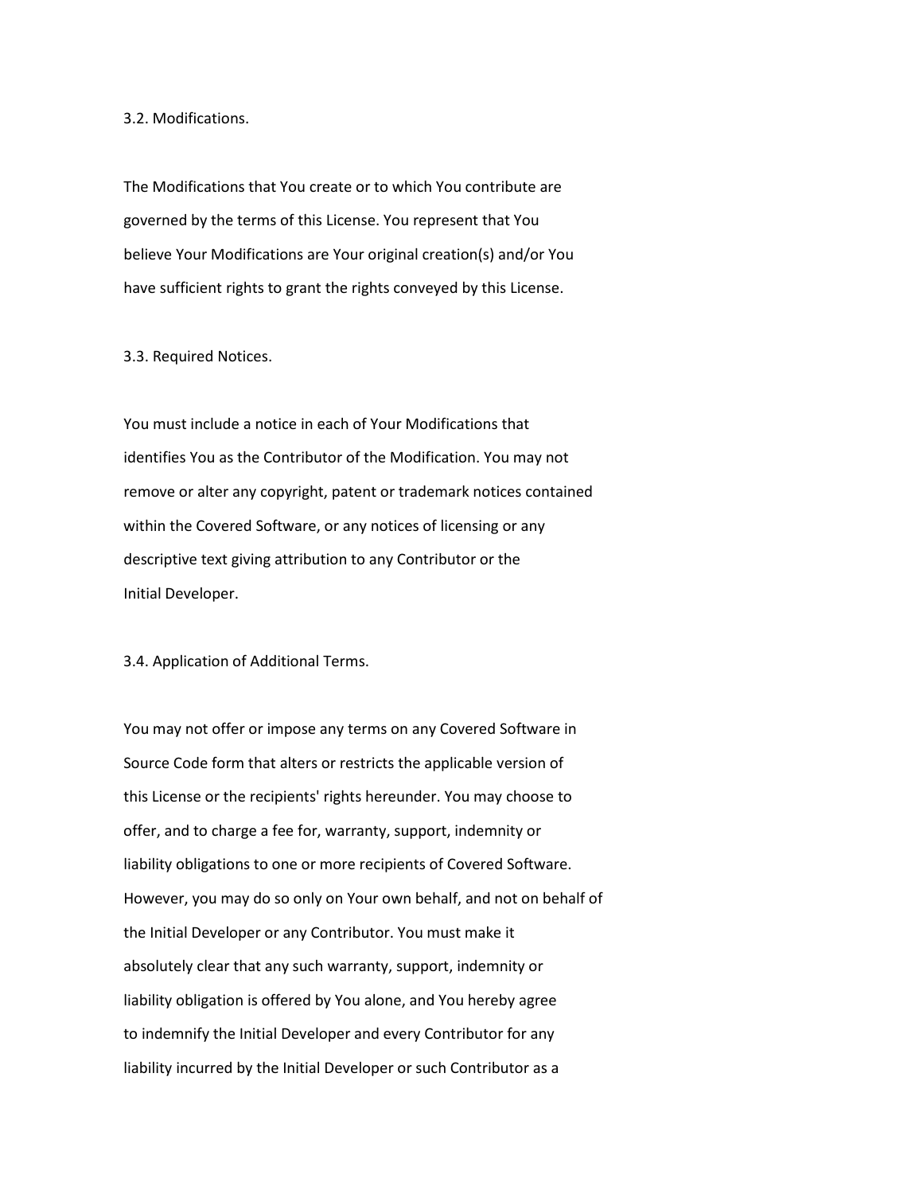3.2. Modifications.

The Modifications that You create or to which You contribute are governed by the terms of this License. You represent that You believe Your Modifications are Your original creation(s) and/or You have sufficient rights to grant the rights conveyed by this License.

3.3. Required Notices.

You must include a notice in each of Your Modifications that identifies You as the Contributor of the Modification. You may not remove or alter any copyright, patent or trademark notices contained within the Covered Software, or any notices of licensing or any descriptive text giving attribution to any Contributor or the Initial Developer.

3.4. Application of Additional Terms.

You may not offer or impose any terms on any Covered Software in Source Code form that alters or restricts the applicable version of this License or the recipients' rights hereunder. You may choose to offer, and to charge a fee for, warranty, support, indemnity or liability obligations to one or more recipients of Covered Software. However, you may do so only on Your own behalf, and not on behalf of the Initial Developer or any Contributor. You must make it absolutely clear that any such warranty, support, indemnity or liability obligation is offered by You alone, and You hereby agree to indemnify the Initial Developer and every Contributor for any liability incurred by the Initial Developer or such Contributor as a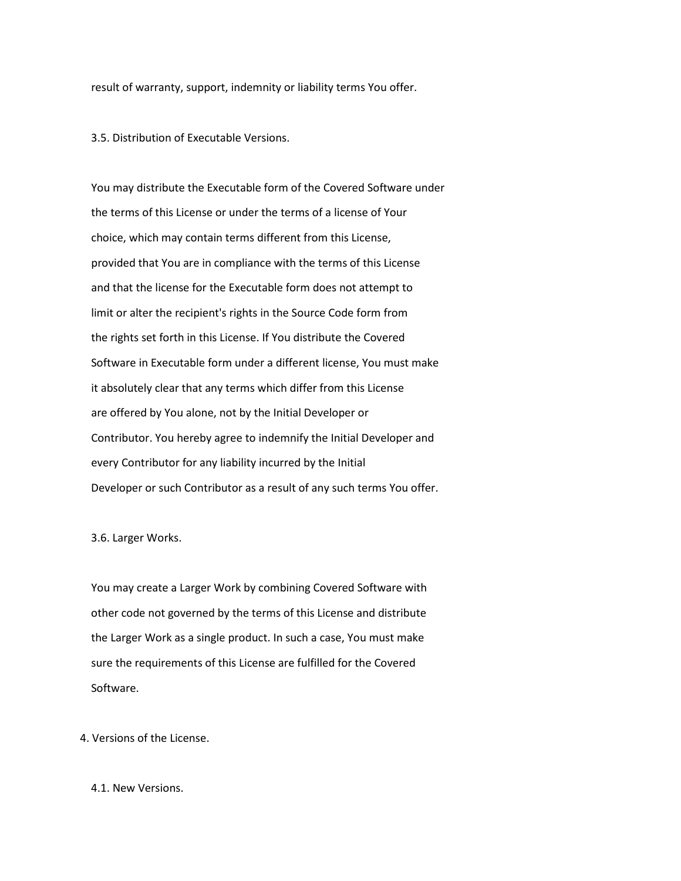result of warranty, support, indemnity or liability terms You offer.

3.5. Distribution of Executable Versions.

You may distribute the Executable form of the Covered Software under the terms of this License or under the terms of a license of Your choice, which may contain terms different from this License, provided that You are in compliance with the terms of this License and that the license for the Executable form does not attempt to limit or alter the recipient's rights in the Source Code form from the rights set forth in this License. If You distribute the Covered Software in Executable form under a different license, You must make it absolutely clear that any terms which differ from this License are offered by You alone, not by the Initial Developer or Contributor. You hereby agree to indemnify the Initial Developer and every Contributor for any liability incurred by the Initial Developer or such Contributor as a result of any such terms You offer.

3.6. Larger Works.

You may create a Larger Work by combining Covered Software with other code not governed by the terms of this License and distribute the Larger Work as a single product. In such a case, You must make sure the requirements of this License are fulfilled for the Covered Software.

4. Versions of the License.

4.1. New Versions.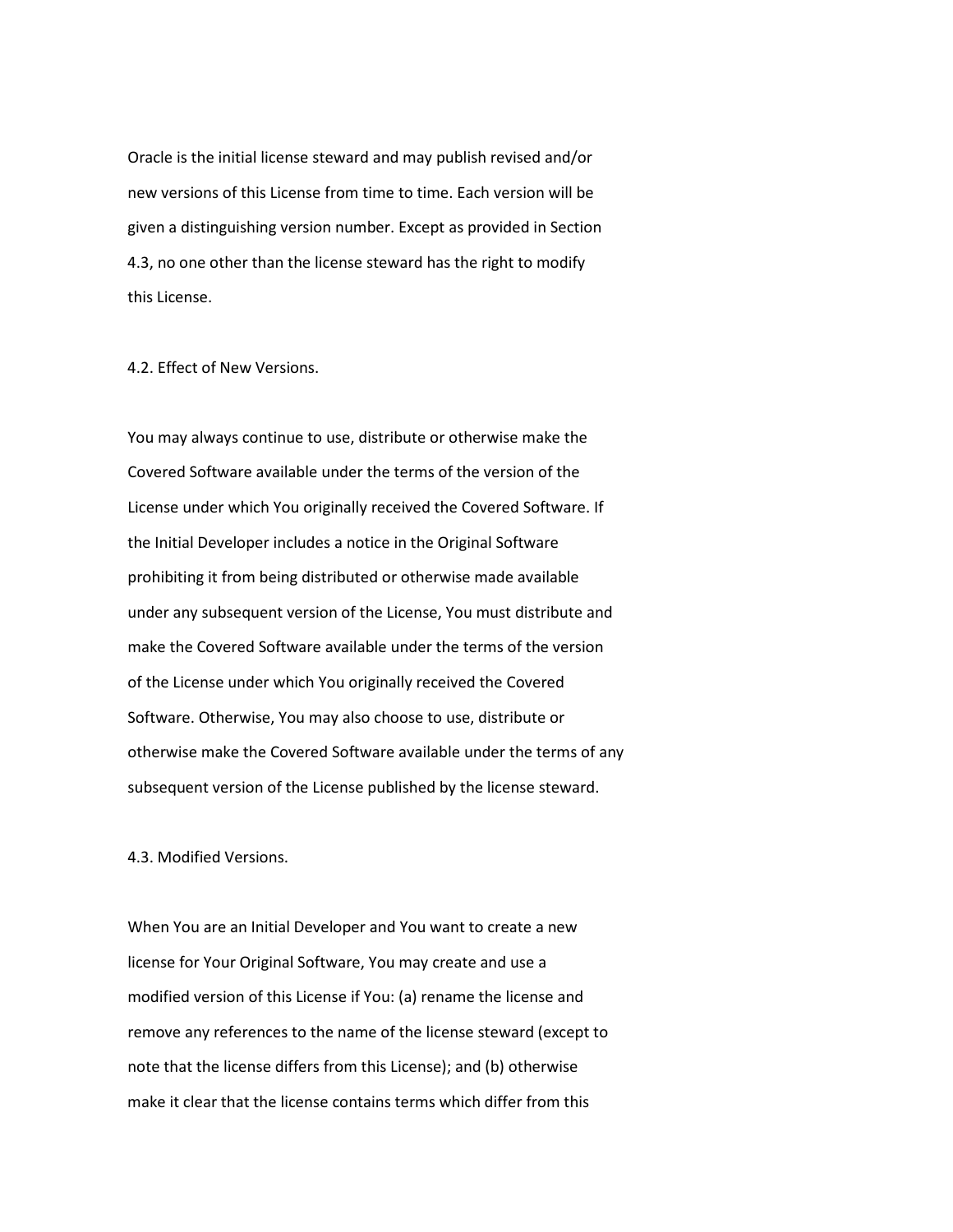Oracle is the initial license steward and may publish revised and/or new versions of this License from time to time. Each version will be given a distinguishing version number. Except as provided in Section 4.3, no one other than the license steward has the right to modify this License.

4.2. Effect of New Versions.

You may always continue to use, distribute or otherwise make the Covered Software available under the terms of the version of the License under which You originally received the Covered Software. If the Initial Developer includes a notice in the Original Software prohibiting it from being distributed or otherwise made available under any subsequent version of the License, You must distribute and make the Covered Software available under the terms of the version of the License under which You originally received the Covered Software. Otherwise, You may also choose to use, distribute or otherwise make the Covered Software available under the terms of any subsequent version of the License published by the license steward.

4.3. Modified Versions.

When You are an Initial Developer and You want to create a new license for Your Original Software, You may create and use a modified version of this License if You: (a) rename the license and remove any references to the name of the license steward (except to note that the license differs from this License); and (b) otherwise make it clear that the license contains terms which differ from this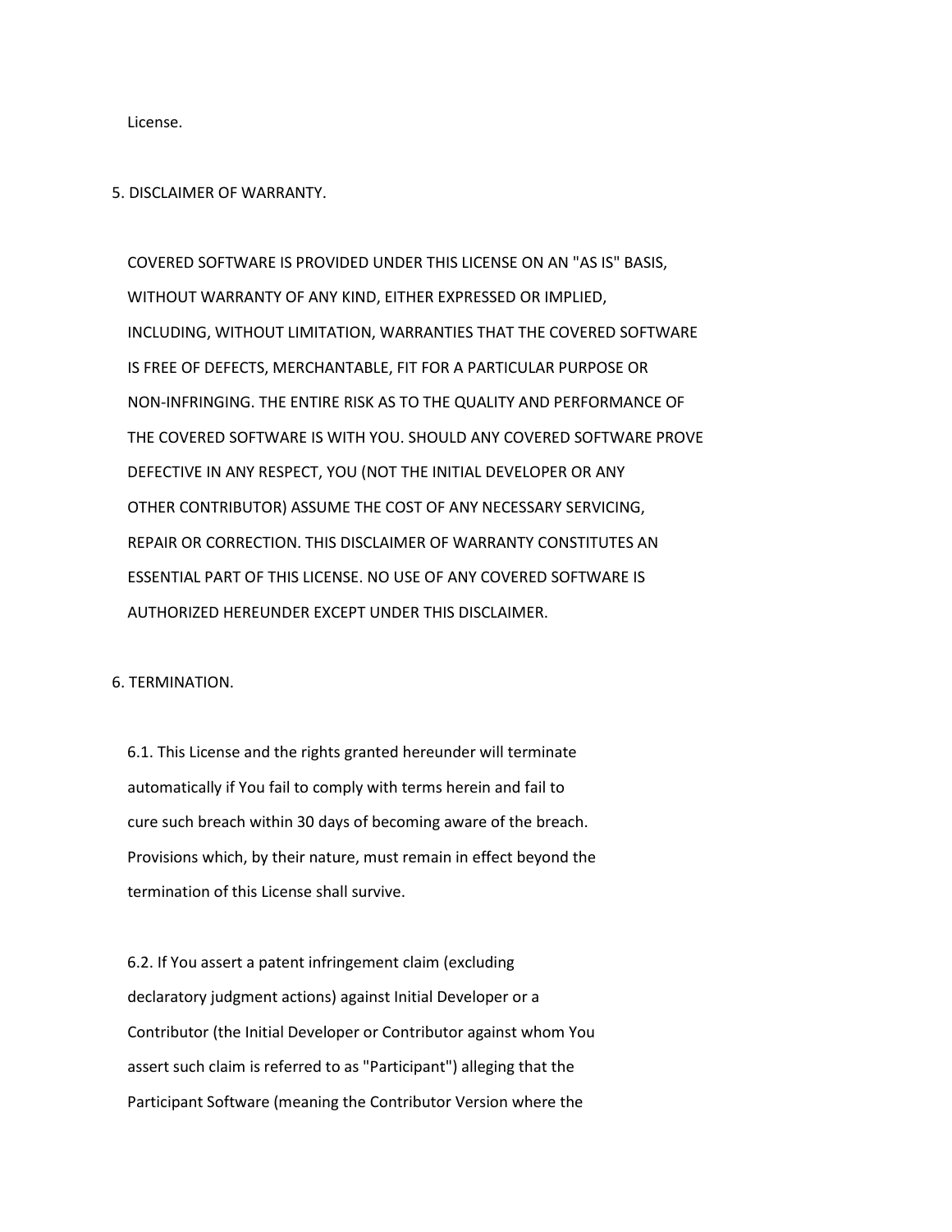License.

## 5. DISCLAIMER OF WARRANTY.

COVERED SOFTWARE IS PROVIDED UNDER THIS LICENSE ON AN "AS IS" BASIS, WITHOUT WARRANTY OF ANY KIND, EITHER EXPRESSED OR IMPLIED, INCLUDING, WITHOUT LIMITATION, WARRANTIES THAT THE COVERED SOFTWARE IS FREE OF DEFECTS, MERCHANTABLE, FIT FOR A PARTICULAR PURPOSE OR NON-INFRINGING. THE ENTIRE RISK AS TO THE QUALITY AND PERFORMANCE OF THE COVERED SOFTWARE IS WITH YOU. SHOULD ANY COVERED SOFTWARE PROVE DEFECTIVE IN ANY RESPECT, YOU (NOT THE INITIAL DEVELOPER OR ANY OTHER CONTRIBUTOR) ASSUME THE COST OF ANY NECESSARY SERVICING, REPAIR OR CORRECTION. THIS DISCLAIMER OF WARRANTY CONSTITUTES AN ESSENTIAL PART OF THIS LICENSE. NO USE OF ANY COVERED SOFTWARE IS AUTHORIZED HEREUNDER EXCEPT UNDER THIS DISCLAIMER.

## 6. TERMINATION.

6.1. This License and the rights granted hereunder will terminate automatically if You fail to comply with terms herein and fail to cure such breach within 30 days of becoming aware of the breach. Provisions which, by their nature, must remain in effect beyond the termination of this License shall survive.

6.2. If You assert a patent infringement claim (excluding declaratory judgment actions) against Initial Developer or a Contributor (the Initial Developer or Contributor against whom You assert such claim is referred to as "Participant") alleging that the Participant Software (meaning the Contributor Version where the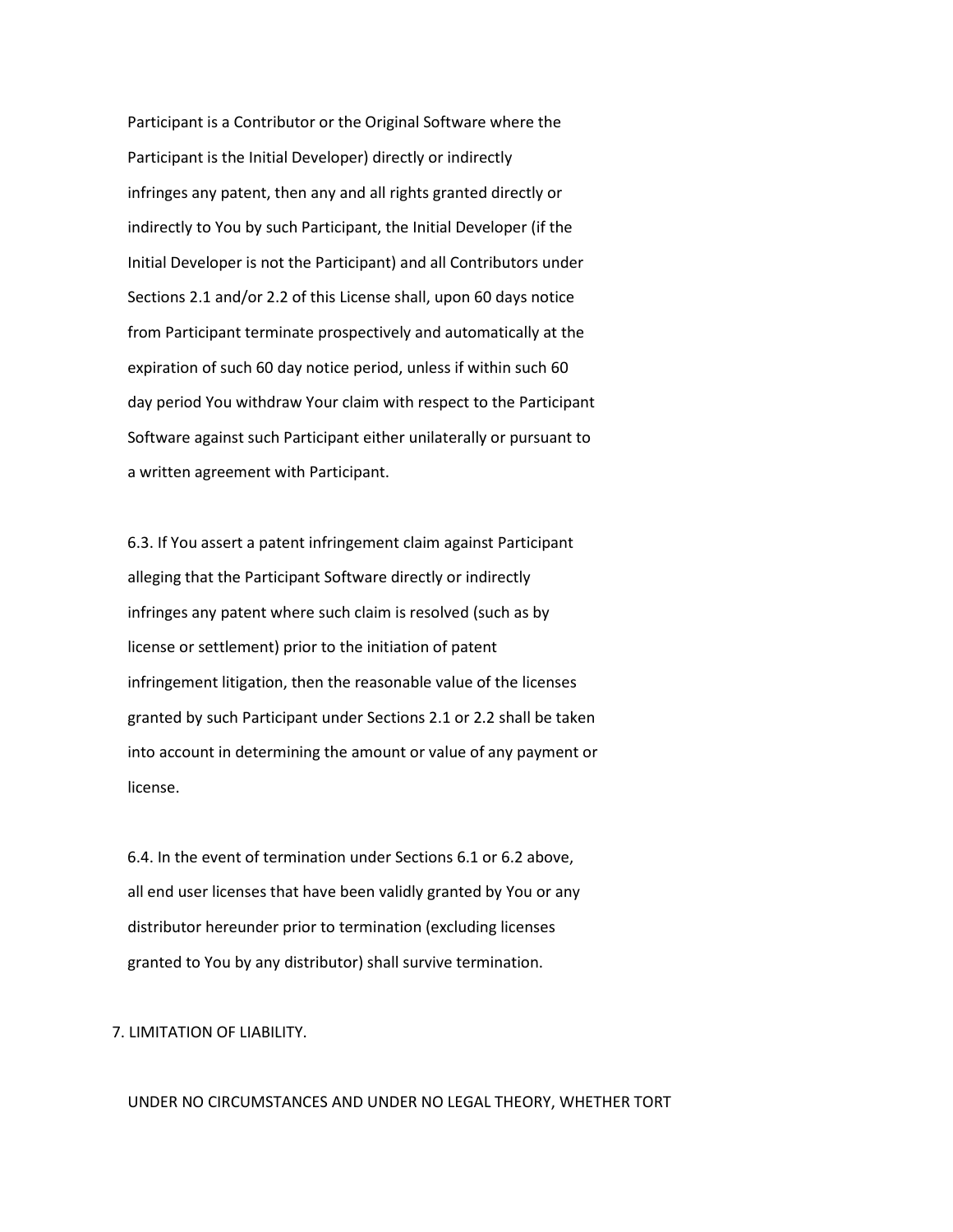Participant is a Contributor or the Original Software where the Participant is the Initial Developer) directly or indirectly infringes any patent, then any and all rights granted directly or indirectly to You by such Participant, the Initial Developer (if the Initial Developer is not the Participant) and all Contributors under Sections 2.1 and/or 2.2 of this License shall, upon 60 days notice from Participant terminate prospectively and automatically at the expiration of such 60 day notice period, unless if within such 60 day period You withdraw Your claim with respect to the Participant Software against such Participant either unilaterally or pursuant to a written agreement with Participant.

6.3. If You assert a patent infringement claim against Participant alleging that the Participant Software directly or indirectly infringes any patent where such claim is resolved (such as by license or settlement) prior to the initiation of patent infringement litigation, then the reasonable value of the licenses granted by such Participant under Sections 2.1 or 2.2 shall be taken into account in determining the amount or value of any payment or license.

6.4. In the event of termination under Sections 6.1 or 6.2 above, all end user licenses that have been validly granted by You or any distributor hereunder prior to termination (excluding licenses granted to You by any distributor) shall survive termination.

7. LIMITATION OF LIABILITY.

UNDER NO CIRCUMSTANCES AND UNDER NO LEGAL THEORY, WHETHER TORT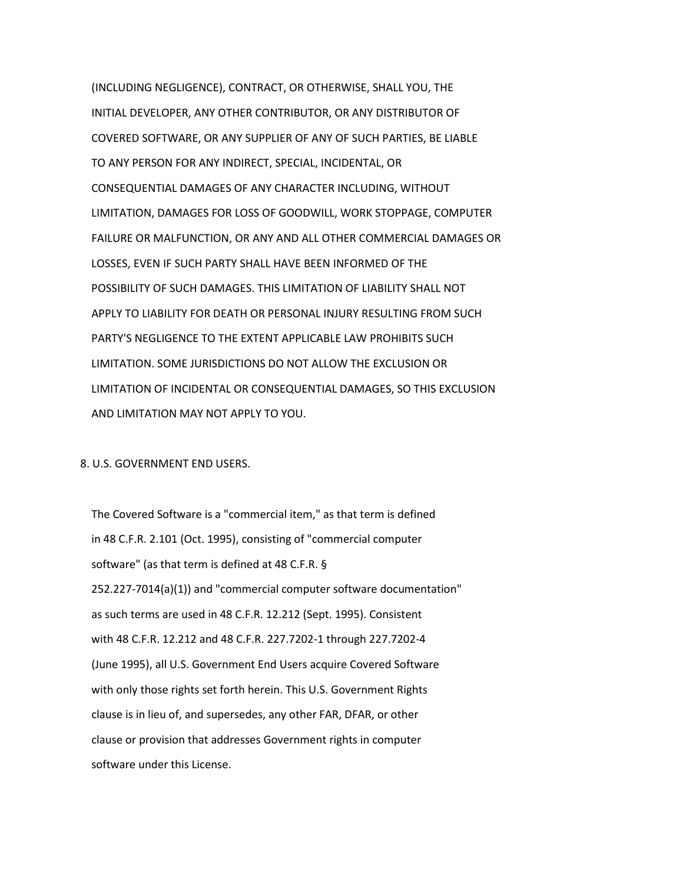(INCLUDING NEGLIGENCE), CONTRACT, OR OTHERWISE, SHALL YOU, THE INITIAL DEVELOPER, ANY OTHER CONTRIBUTOR, OR ANY DISTRIBUTOR OF COVERED SOFTWARE, OR ANY SUPPLIER OF ANY OF SUCH PARTIES, BE LIABLE TO ANY PERSON FOR ANY INDIRECT, SPECIAL, INCIDENTAL, OR CONSEQUENTIAL DAMAGES OF ANY CHARACTER INCLUDING, WITHOUT LIMITATION, DAMAGES FOR LOSS OF GOODWILL, WORK STOPPAGE, COMPUTER FAILURE OR MALFUNCTION, OR ANY AND ALL OTHER COMMERCIAL DAMAGES OR LOSSES, EVEN IF SUCH PARTY SHALL HAVE BEEN INFORMED OF THE POSSIBILITY OF SUCH DAMAGES. THIS LIMITATION OF LIABILITY SHALL NOT APPLY TO LIABILITY FOR DEATH OR PERSONAL INJURY RESULTING FROM SUCH PARTY'S NEGLIGENCE TO THE EXTENT APPLICABLE LAW PROHIBITS SUCH LIMITATION. SOME JURISDICTIONS DO NOT ALLOW THE EXCLUSION OR LIMITATION OF INCIDENTAL OR CONSEQUENTIAL DAMAGES, SO THIS EXCLUSION AND LIMITATION MAY NOT APPLY TO YOU.

8. U.S. GOVERNMENT END USERS.

The Covered Software is a "commercial item," as that term is defined in 48 C.F.R. 2.101 (Oct. 1995), consisting of "commercial computer software" (as that term is defined at 48 C.F.R. § 252.227-7014(a)(1)) and "commercial computer software documentation" as such terms are used in 48 C.F.R. 12.212 (Sept. 1995). Consistent with 48 C.F.R. 12.212 and 48 C.F.R. 227.7202-1 through 227.7202-4 (June 1995), all U.S. Government End Users acquire Covered Software with only those rights set forth herein. This U.S. Government Rights clause is in lieu of, and supersedes, any other FAR, DFAR, or other clause or provision that addresses Government rights in computer software under this License.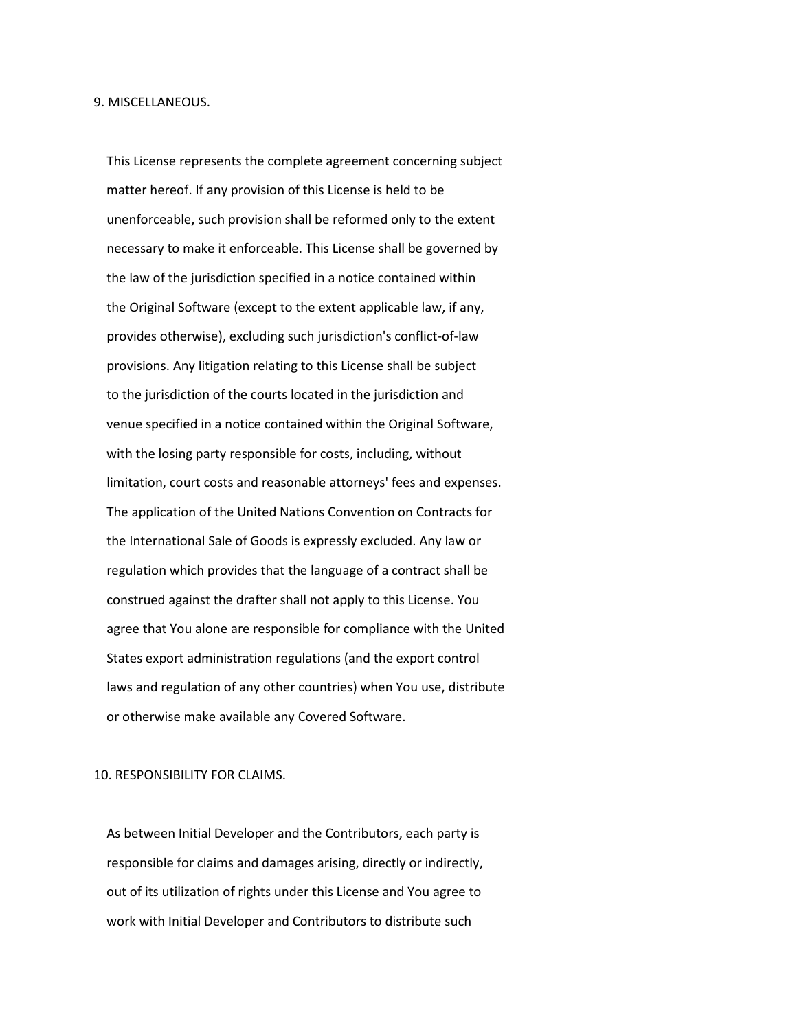## 9. MISCELLANEOUS.

This License represents the complete agreement concerning subject matter hereof. If any provision of this License is held to be unenforceable, such provision shall be reformed only to the extent necessary to make it enforceable. This License shall be governed by the law of the jurisdiction specified in a notice contained within the Original Software (except to the extent applicable law, if any, provides otherwise), excluding such jurisdiction's conflict-of-law provisions. Any litigation relating to this License shall be subject to the jurisdiction of the courts located in the jurisdiction and venue specified in a notice contained within the Original Software, with the losing party responsible for costs, including, without limitation, court costs and reasonable attorneys' fees and expenses. The application of the United Nations Convention on Contracts for the International Sale of Goods is expressly excluded. Any law or regulation which provides that the language of a contract shall be construed against the drafter shall not apply to this License. You agree that You alone are responsible for compliance with the United States export administration regulations (and the export control laws and regulation of any other countries) when You use, distribute or otherwise make available any Covered Software.

## 10. RESPONSIBILITY FOR CLAIMS.

As between Initial Developer and the Contributors, each party is responsible for claims and damages arising, directly or indirectly, out of its utilization of rights under this License and You agree to work with Initial Developer and Contributors to distribute such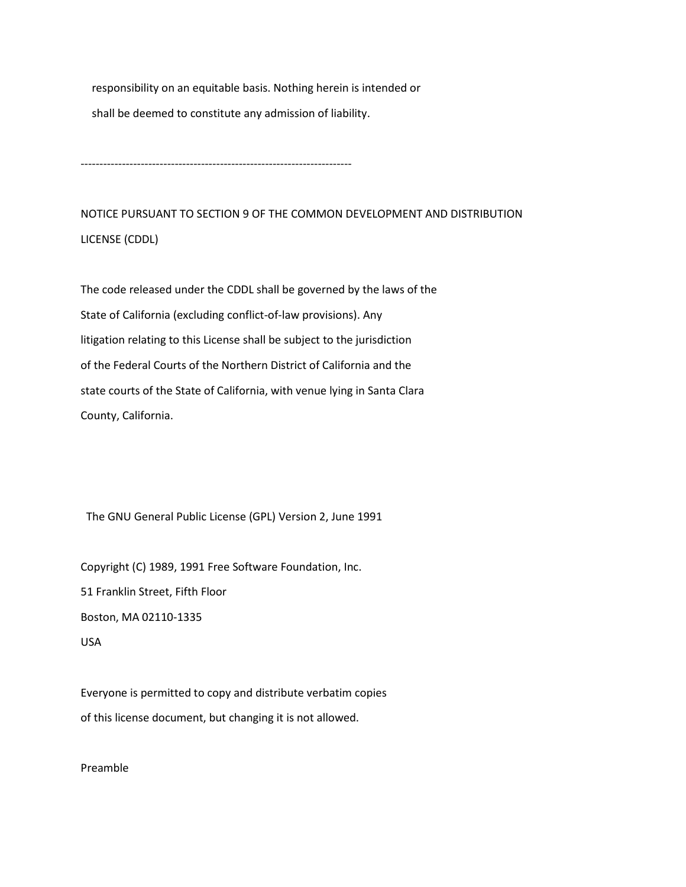responsibility on an equitable basis. Nothing herein is intended or shall be deemed to constitute any admission of liability.

------------------------------------------------------------------------

NOTICE PURSUANT TO SECTION 9 OF THE COMMON DEVELOPMENT AND DISTRIBUTION LICENSE (CDDL)

The code released under the CDDL shall be governed by the laws of the State of California (excluding conflict-of-law provisions). Any litigation relating to this License shall be subject to the jurisdiction of the Federal Courts of the Northern District of California and the state courts of the State of California, with venue lying in Santa Clara County, California.

The GNU General Public License (GPL) Version 2, June 1991

Copyright (C) 1989, 1991 Free Software Foundation, Inc.
51 Franklin Street, Fifth Floor
Boston, MA 02110-1335
USA

Everyone is permitted to copy and distribute verbatim copies of this license document, but changing it is not allowed.

Preamble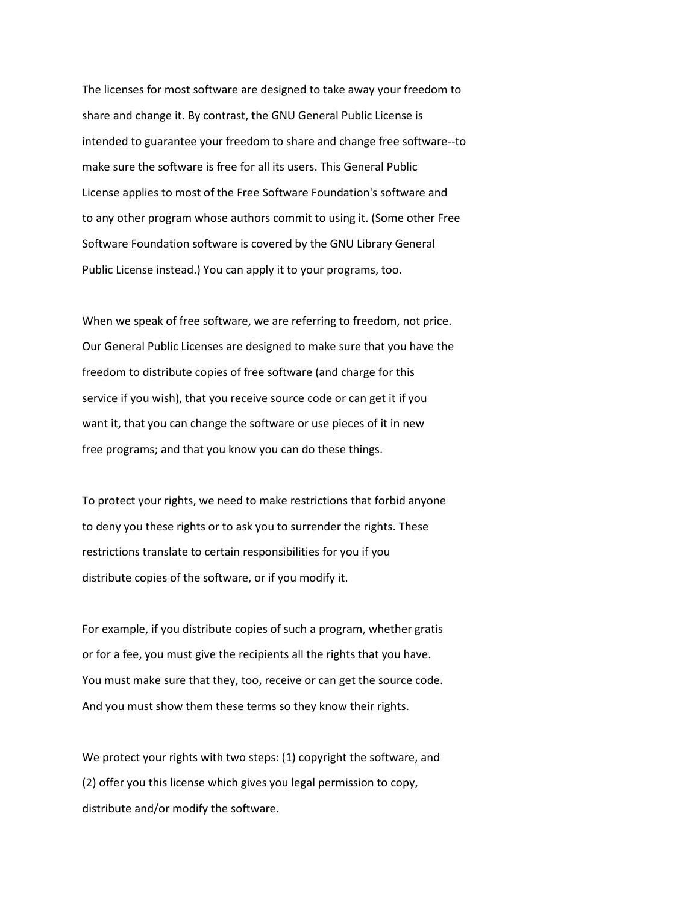The licenses for most software are designed to take away your freedom to share and change it. By contrast, the GNU General Public License is intended to guarantee your freedom to share and change free software--to make sure the software is free for all its users. This General Public License applies to most of the Free Software Foundation's software and to any other program whose authors commit to using it. (Some other Free Software Foundation software is covered by the GNU Library General Public License instead.) You can apply it to your programs, too.

When we speak of free software, we are referring to freedom, not price. Our General Public Licenses are designed to make sure that you have the freedom to distribute copies of free software (and charge for this service if you wish), that you receive source code or can get it if you want it, that you can change the software or use pieces of it in new free programs; and that you know you can do these things.

To protect your rights, we need to make restrictions that forbid anyone to deny you these rights or to ask you to surrender the rights. These restrictions translate to certain responsibilities for you if you distribute copies of the software, or if you modify it.

For example, if you distribute copies of such a program, whether gratis or for a fee, you must give the recipients all the rights that you have. You must make sure that they, too, receive or can get the source code. And you must show them these terms so they know their rights.

We protect your rights with two steps: (1) copyright the software, and (2) offer you this license which gives you legal permission to copy, distribute and/or modify the software.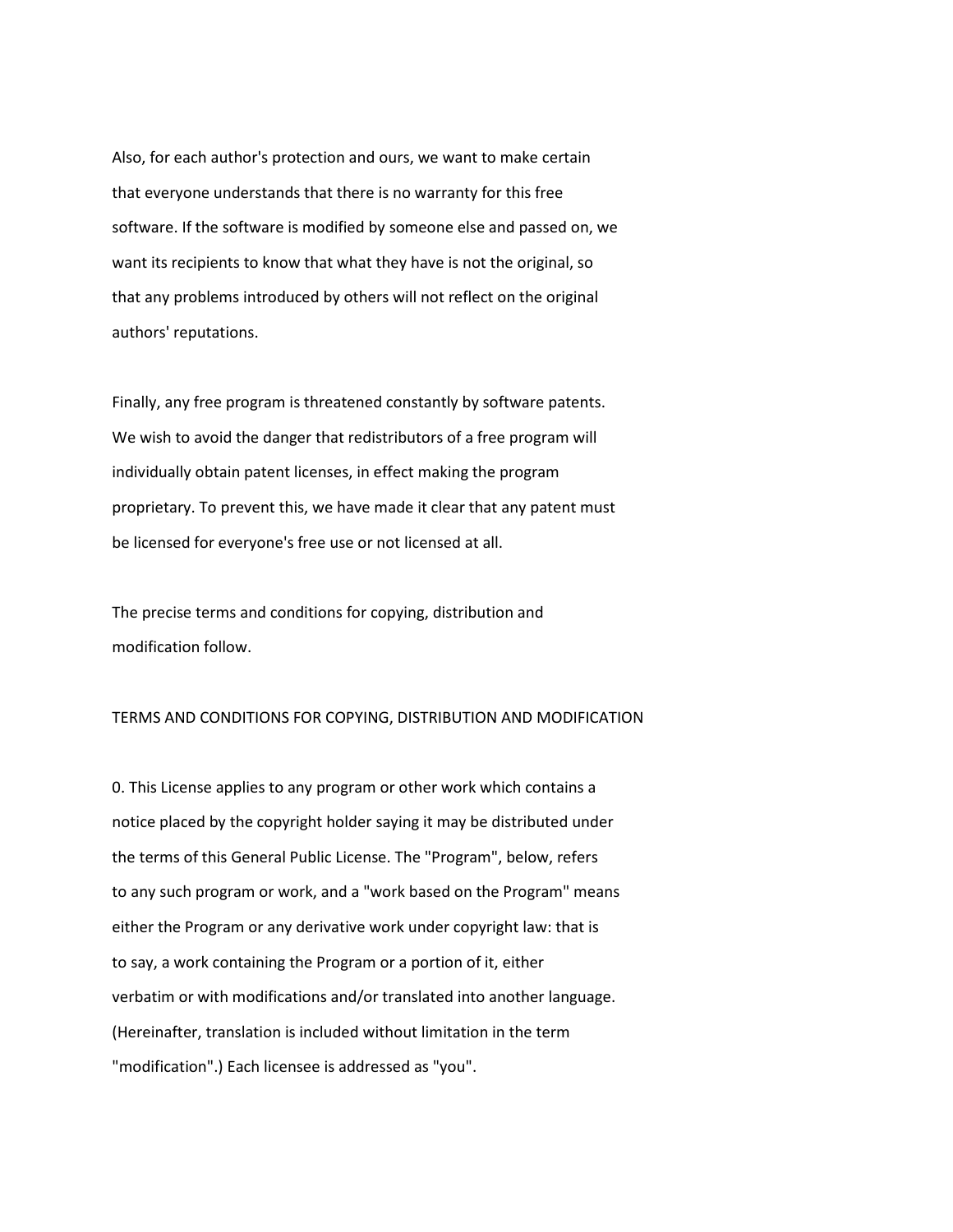Also, for each author's protection and ours, we want to make certain that everyone understands that there is no warranty for this free software. If the software is modified by someone else and passed on, we want its recipients to know that what they have is not the original, so that any problems introduced by others will not reflect on the original authors' reputations.

Finally, any free program is threatened constantly by software patents. We wish to avoid the danger that redistributors of a free program will individually obtain patent licenses, in effect making the program proprietary. To prevent this, we have made it clear that any patent must be licensed for everyone's free use or not licensed at all.

The precise terms and conditions for copying, distribution and modification follow.

TERMS AND CONDITIONS FOR COPYING, DISTRIBUTION AND MODIFICATION

0. This License applies to any program or other work which contains a notice placed by the copyright holder saying it may be distributed under the terms of this General Public License. The "Program", below, refers to any such program or work, and a "work based on the Program" means either the Program or any derivative work under copyright law: that is to say, a work containing the Program or a portion of it, either verbatim or with modifications and/or translated into another language. (Hereinafter, translation is included without limitation in the term "modification".) Each licensee is addressed as "you".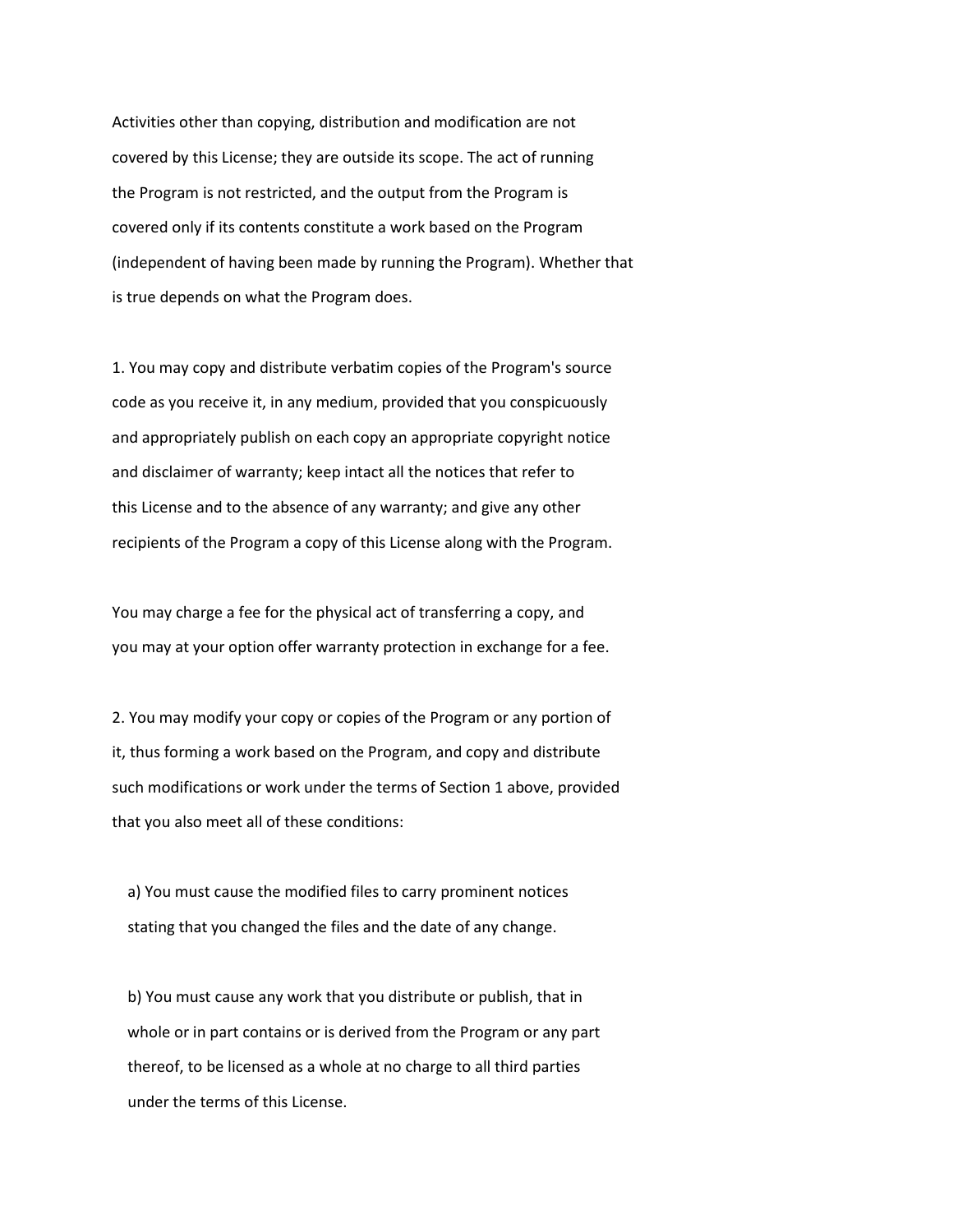Activities other than copying, distribution and modification are not covered by this License; they are outside its scope. The act of running the Program is not restricted, and the output from the Program is covered only if its contents constitute a work based on the Program (independent of having been made by running the Program). Whether that is true depends on what the Program does.

1. You may copy and distribute verbatim copies of the Program's source code as you receive it, in any medium, provided that you conspicuously and appropriately publish on each copy an appropriate copyright notice and disclaimer of warranty; keep intact all the notices that refer to this License and to the absence of any warranty; and give any other recipients of the Program a copy of this License along with the Program.

You may charge a fee for the physical act of transferring a copy, and you may at your option offer warranty protection in exchange for a fee.

2. You may modify your copy or copies of the Program or any portion of it, thus forming a work based on the Program, and copy and distribute such modifications or work under the terms of Section 1 above, provided that you also meet all of these conditions:

a) You must cause the modified files to carry prominent notices stating that you changed the files and the date of any change.

b) You must cause any work that you distribute or publish, that in whole or in part contains or is derived from the Program or any part thereof, to be licensed as a whole at no charge to all third parties under the terms of this License.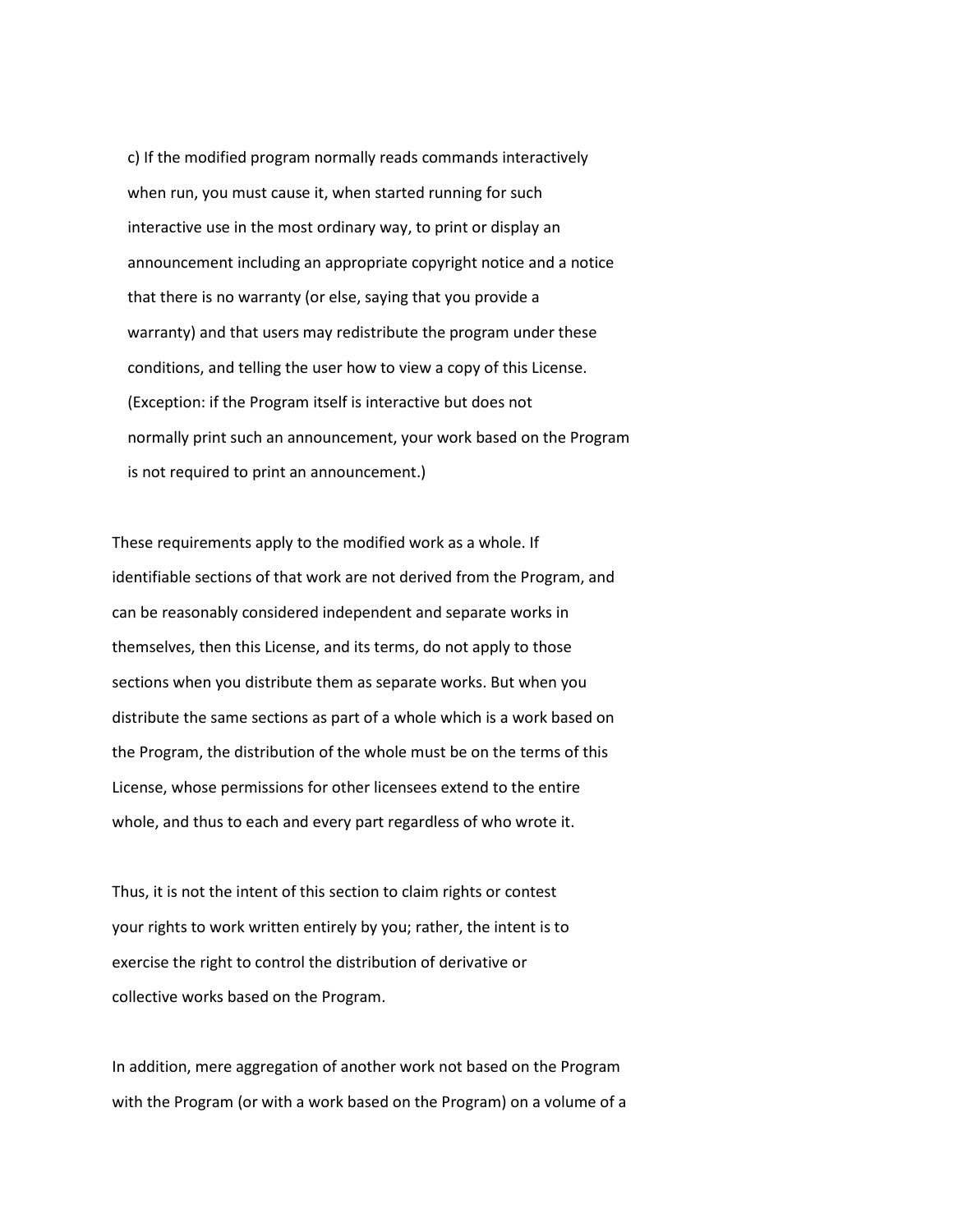c) If the modified program normally reads commands interactively when run, you must cause it, when started running for such interactive use in the most ordinary way, to print or display an announcement including an appropriate copyright notice and a notice that there is no warranty (or else, saying that you provide a warranty) and that users may redistribute the program under these conditions, and telling the user how to view a copy of this License. (Exception: if the Program itself is interactive but does not normally print such an announcement, your work based on the Program is not required to print an announcement.)

These requirements apply to the modified work as a whole. If identifiable sections of that work are not derived from the Program, and can be reasonably considered independent and separate works in themselves, then this License, and its terms, do not apply to those sections when you distribute them as separate works. But when you distribute the same sections as part of a whole which is a work based on the Program, the distribution of the whole must be on the terms of this License, whose permissions for other licensees extend to the entire whole, and thus to each and every part regardless of who wrote it.

Thus, it is not the intent of this section to claim rights or contest your rights to work written entirely by you; rather, the intent is to exercise the right to control the distribution of derivative or collective works based on the Program.

In addition, mere aggregation of another work not based on the Program with the Program (or with a work based on the Program) on a volume of a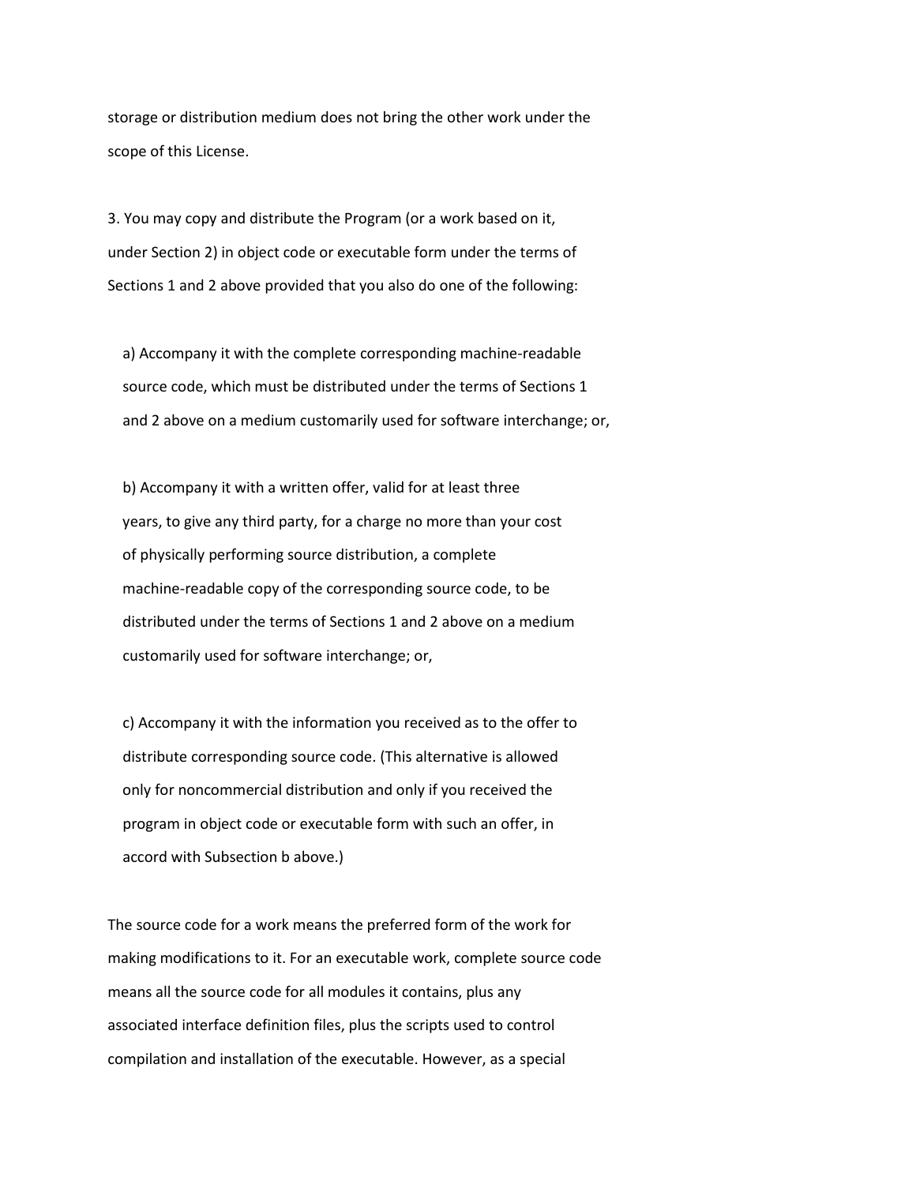storage or distribution medium does not bring the other work under the scope of this License.

3. You may copy and distribute the Program (or a work based on it, under Section 2) in object code or executable form under the terms of Sections 1 and 2 above provided that you also do one of the following:

a) Accompany it with the complete corresponding machine-readable source code, which must be distributed under the terms of Sections 1 and 2 above on a medium customarily used for software interchange; or,

b) Accompany it with a written offer, valid for at least three years, to give any third party, for a charge no more than your cost of physically performing source distribution, a complete machine-readable copy of the corresponding source code, to be distributed under the terms of Sections 1 and 2 above on a medium customarily used for software interchange; or,

c) Accompany it with the information you received as to the offer to distribute corresponding source code. (This alternative is allowed only for noncommercial distribution and only if you received the program in object code or executable form with such an offer, in accord with Subsection b above.)

The source code for a work means the preferred form of the work for making modifications to it. For an executable work, complete source code means all the source code for all modules it contains, plus any associated interface definition files, plus the scripts used to control compilation and installation of the executable. However, as a special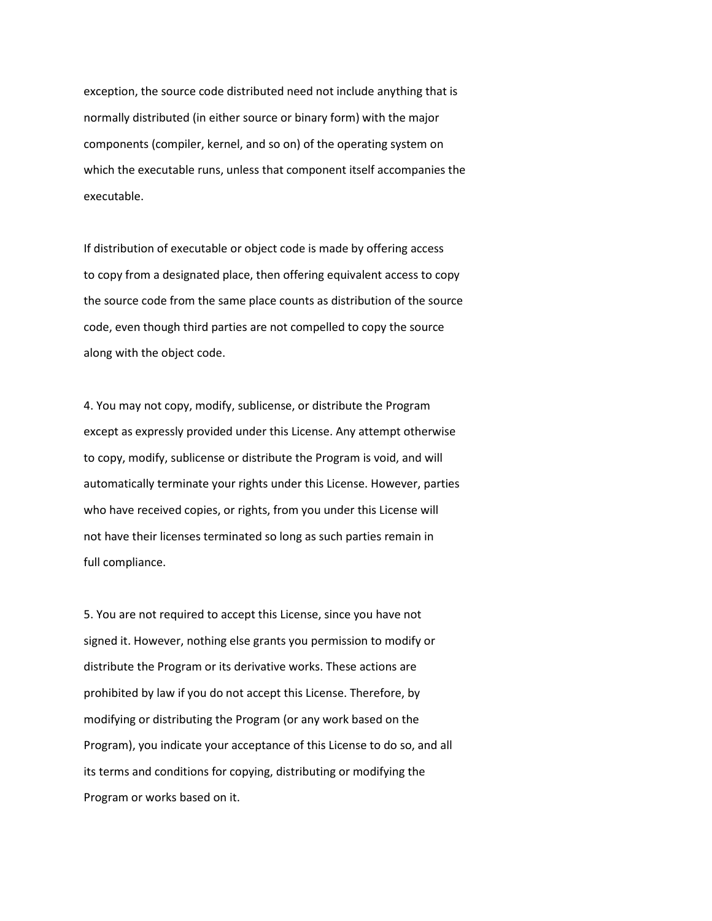exception, the source code distributed need not include anything that is normally distributed (in either source or binary form) with the major components (compiler, kernel, and so on) of the operating system on which the executable runs, unless that component itself accompanies the executable.

If distribution of executable or object code is made by offering access to copy from a designated place, then offering equivalent access to copy the source code from the same place counts as distribution of the source code, even though third parties are not compelled to copy the source along with the object code.

4. You may not copy, modify, sublicense, or distribute the Program except as expressly provided under this License. Any attempt otherwise to copy, modify, sublicense or distribute the Program is void, and will automatically terminate your rights under this License. However, parties who have received copies, or rights, from you under this License will not have their licenses terminated so long as such parties remain in full compliance.

5. You are not required to accept this License, since you have not signed it. However, nothing else grants you permission to modify or distribute the Program or its derivative works. These actions are prohibited by law if you do not accept this License. Therefore, by modifying or distributing the Program (or any work based on the Program), you indicate your acceptance of this License to do so, and all its terms and conditions for copying, distributing or modifying the Program or works based on it.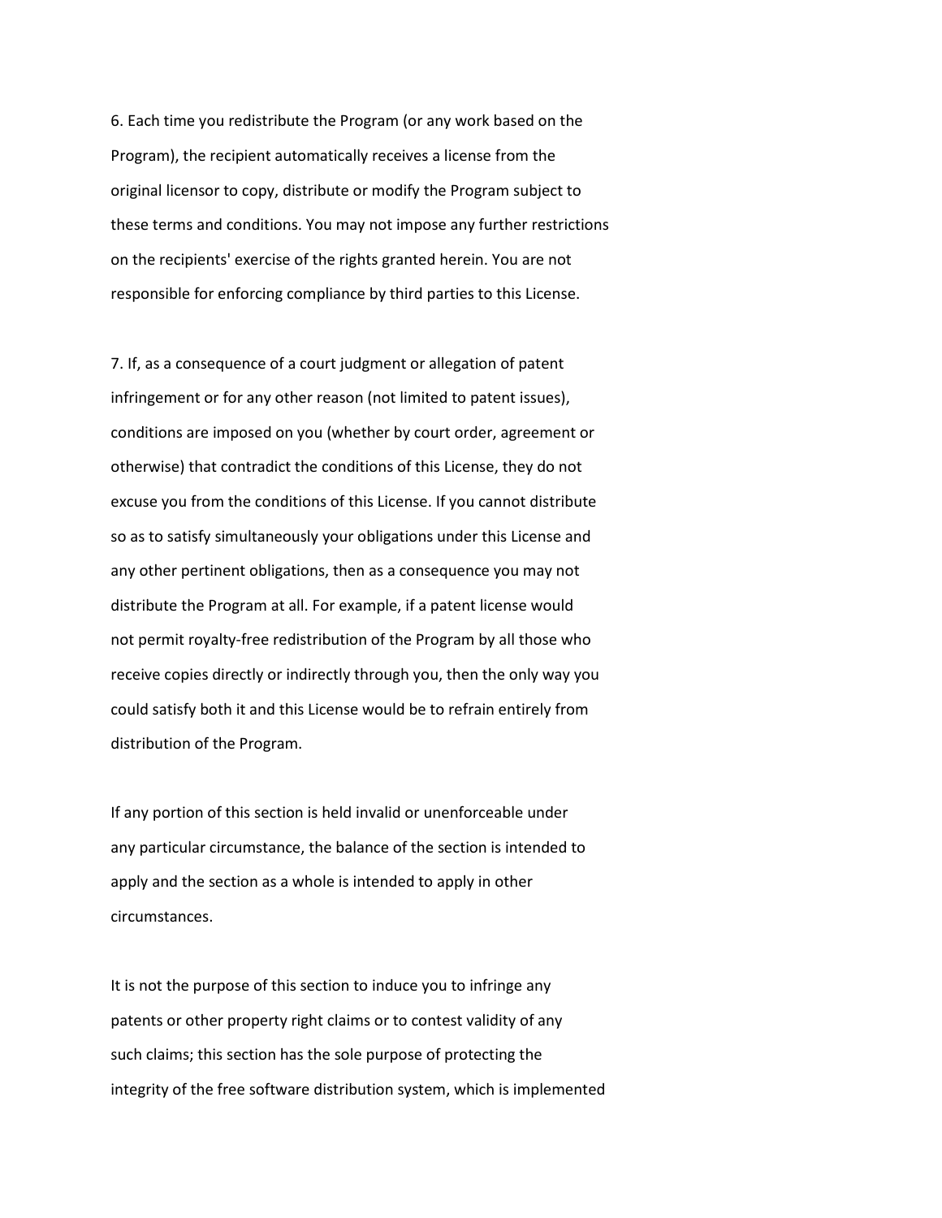6. Each time you redistribute the Program (or any work based on the Program), the recipient automatically receives a license from the original licensor to copy, distribute or modify the Program subject to these terms and conditions. You may not impose any further restrictions on the recipients' exercise of the rights granted herein. You are not responsible for enforcing compliance by third parties to this License.

7. If, as a consequence of a court judgment or allegation of patent infringement or for any other reason (not limited to patent issues), conditions are imposed on you (whether by court order, agreement or otherwise) that contradict the conditions of this License, they do not excuse you from the conditions of this License. If you cannot distribute so as to satisfy simultaneously your obligations under this License and any other pertinent obligations, then as a consequence you may not distribute the Program at all. For example, if a patent license would not permit royalty-free redistribution of the Program by all those who receive copies directly or indirectly through you, then the only way you could satisfy both it and this License would be to refrain entirely from distribution of the Program.

If any portion of this section is held invalid or unenforceable under any particular circumstance, the balance of the section is intended to apply and the section as a whole is intended to apply in other circumstances.

It is not the purpose of this section to induce you to infringe any patents or other property right claims or to contest validity of any such claims; this section has the sole purpose of protecting the integrity of the free software distribution system, which is implemented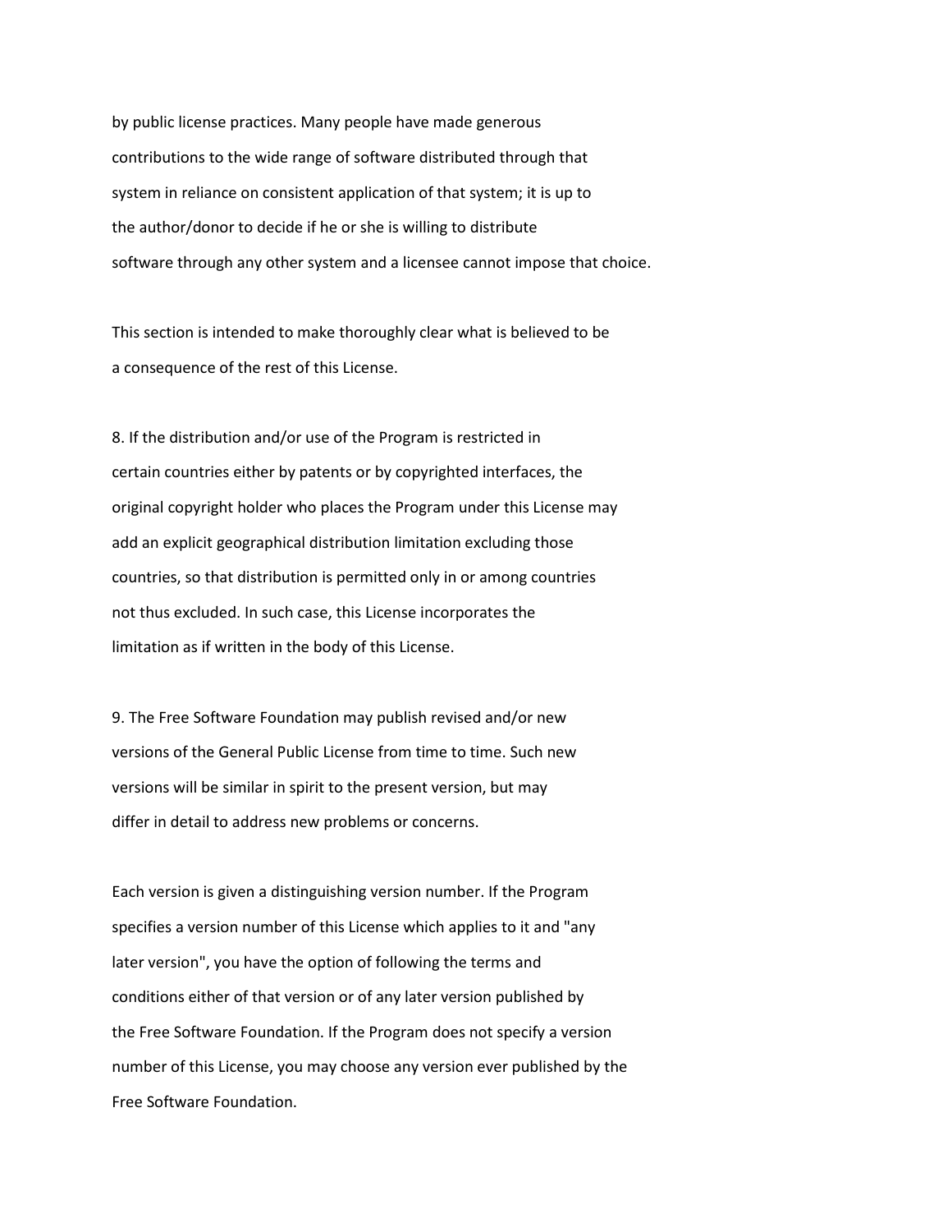by public license practices. Many people have made generous contributions to the wide range of software distributed through that system in reliance on consistent application of that system; it is up to the author/donor to decide if he or she is willing to distribute software through any other system and a licensee cannot impose that choice.

This section is intended to make thoroughly clear what is believed to be a consequence of the rest of this License.

8. If the distribution and/or use of the Program is restricted in certain countries either by patents or by copyrighted interfaces, the original copyright holder who places the Program under this License may add an explicit geographical distribution limitation excluding those countries, so that distribution is permitted only in or among countries not thus excluded. In such case, this License incorporates the limitation as if written in the body of this License.

9. The Free Software Foundation may publish revised and/or new versions of the General Public License from time to time. Such new versions will be similar in spirit to the present version, but may differ in detail to address new problems or concerns.

Each version is given a distinguishing version number. If the Program specifies a version number of this License which applies to it and "any later version", you have the option of following the terms and conditions either of that version or of any later version published by the Free Software Foundation. If the Program does not specify a version number of this License, you may choose any version ever published by the Free Software Foundation.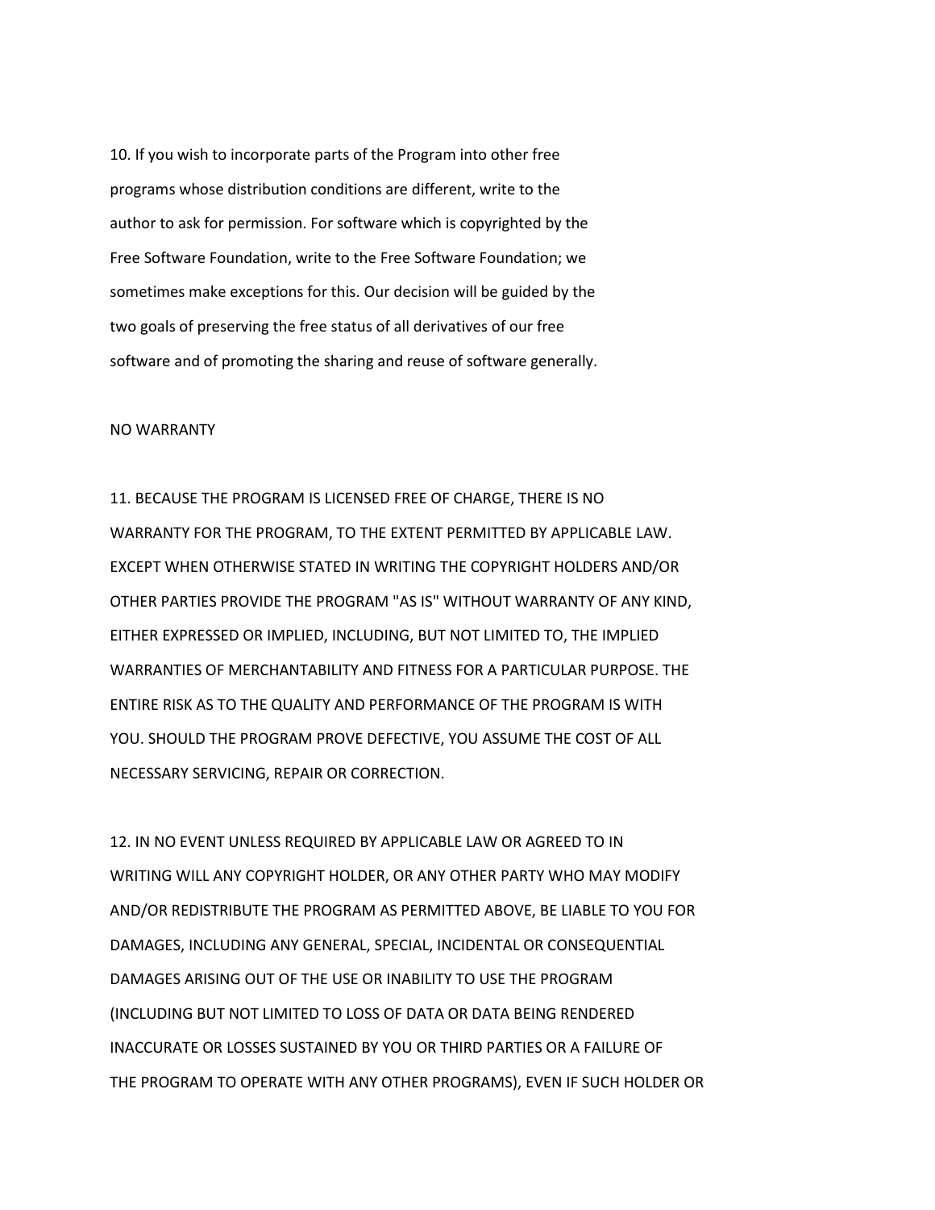10. If you wish to incorporate parts of the Program into other free programs whose distribution conditions are different, write to the author to ask for permission. For software which is copyrighted by the Free Software Foundation, write to the Free Software Foundation; we sometimes make exceptions for this. Our decision will be guided by the two goals of preserving the free status of all derivatives of our free software and of promoting the sharing and reuse of software generally.

NO WARRANTY

11. BECAUSE THE PROGRAM IS LICENSED FREE OF CHARGE, THERE IS NO WARRANTY FOR THE PROGRAM, TO THE EXTENT PERMITTED BY APPLICABLE LAW. EXCEPT WHEN OTHERWISE STATED IN WRITING THE COPYRIGHT HOLDERS AND/OR OTHER PARTIES PROVIDE THE PROGRAM "AS IS" WITHOUT WARRANTY OF ANY KIND, EITHER EXPRESSED OR IMPLIED, INCLUDING, BUT NOT LIMITED TO, THE IMPLIED WARRANTIES OF MERCHANTABILITY AND FITNESS FOR A PARTICULAR PURPOSE. THE ENTIRE RISK AS TO THE QUALITY AND PERFORMANCE OF THE PROGRAM IS WITH YOU. SHOULD THE PROGRAM PROVE DEFECTIVE, YOU ASSUME THE COST OF ALL NECESSARY SERVICING, REPAIR OR CORRECTION.

12. IN NO EVENT UNLESS REQUIRED BY APPLICABLE LAW OR AGREED TO IN WRITING WILL ANY COPYRIGHT HOLDER, OR ANY OTHER PARTY WHO MAY MODIFY AND/OR REDISTRIBUTE THE PROGRAM AS PERMITTED ABOVE, BE LIABLE TO YOU FOR DAMAGES, INCLUDING ANY GENERAL, SPECIAL, INCIDENTAL OR CONSEQUENTIAL DAMAGES ARISING OUT OF THE USE OR INABILITY TO USE THE PROGRAM (INCLUDING BUT NOT LIMITED TO LOSS OF DATA OR DATA BEING RENDERED INACCURATE OR LOSSES SUSTAINED BY YOU OR THIRD PARTIES OR A FAILURE OF THE PROGRAM TO OPERATE WITH ANY OTHER PROGRAMS), EVEN IF SUCH HOLDER OR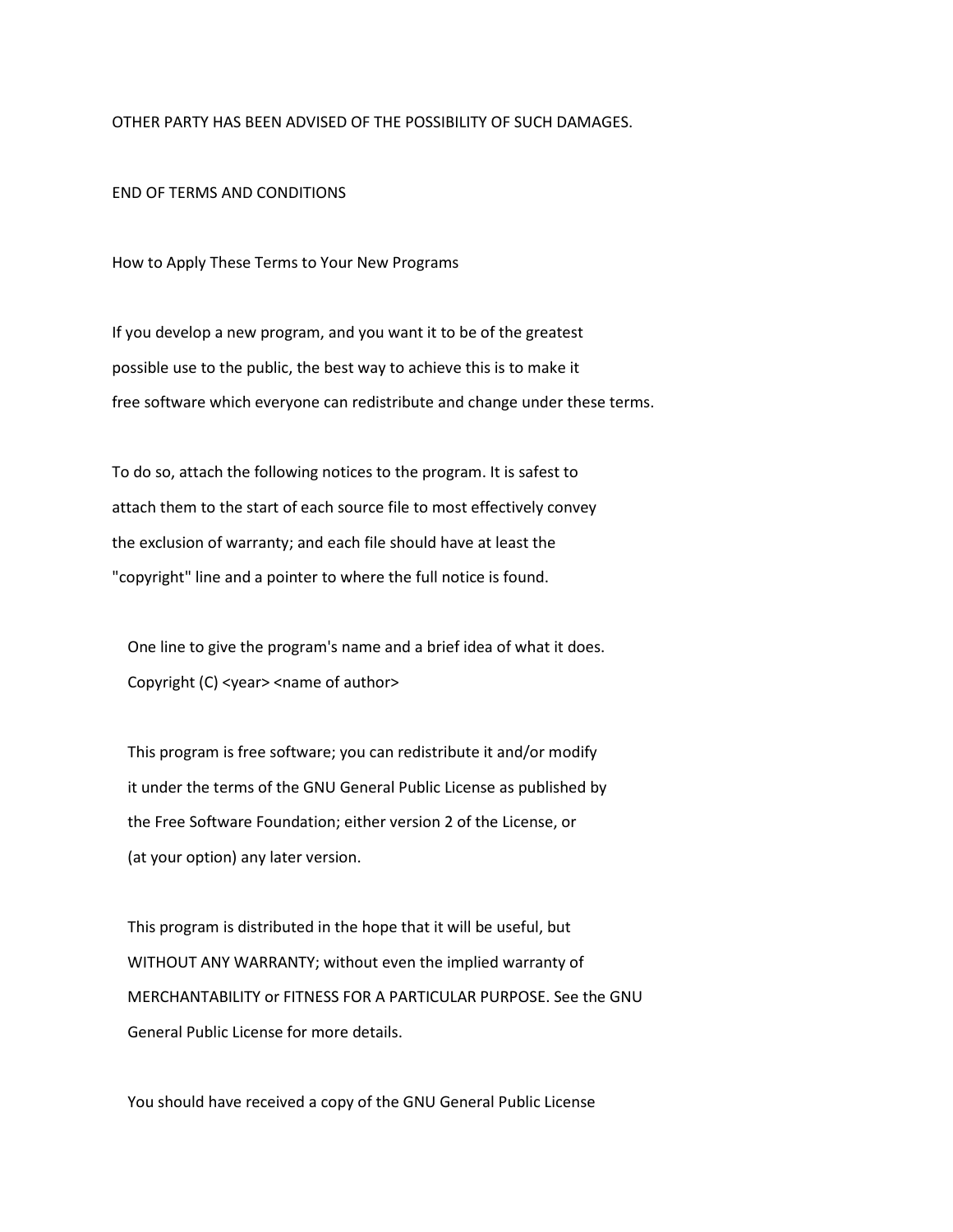OTHER PARTY HAS BEEN ADVISED OF THE POSSIBILITY OF SUCH DAMAGES.

END OF TERMS AND CONDITIONS

How to Apply These Terms to Your New Programs

If you develop a new program, and you want it to be of the greatest possible use to the public, the best way to achieve this is to make it free software which everyone can redistribute and change under these terms.

To do so, attach the following notices to the program. It is safest to attach them to the start of each source file to most effectively convey the exclusion of warranty; and each file should have at least the "copyright" line and a pointer to where the full notice is found.

One line to give the program's name and a brief idea of what it does.
Copyright (C) <year> <name of author>

This program is free software; you can redistribute it and/or modify it under the terms of the GNU General Public License as published by the Free Software Foundation; either version 2 of the License, or (at your option) any later version.

This program is distributed in the hope that it will be useful, but WITHOUT ANY WARRANTY; without even the implied warranty of MERCHANTABILITY or FITNESS FOR A PARTICULAR PURPOSE. See the GNU General Public License for more details.

You should have received a copy of the GNU General Public License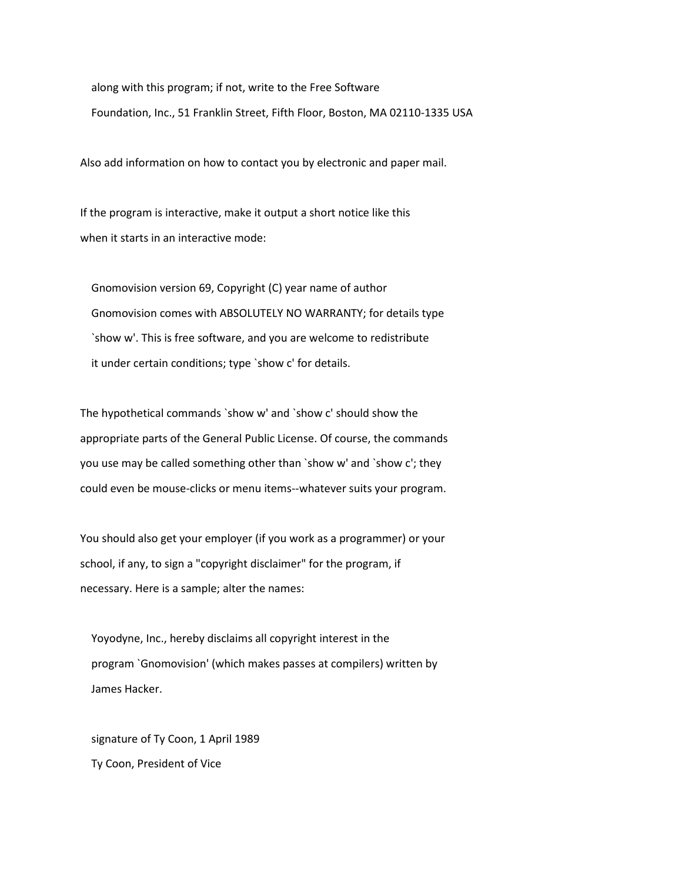along with this program; if not, write to the Free Software
    Foundation, Inc., 51 Franklin Street, Fifth Floor, Boston, MA 02110-1335 USA

Also add information on how to contact you by electronic and paper mail.

If the program is interactive, make it output a short notice like this
when it starts in an interactive mode:

```
Gnomovision version 69, Copyright (C) year name of author
Gnomovision comes with ABSOLUTELY NO WARRANTY; for details type
`show w'. This is free software, and you are welcome to redistribute
it under certain conditions; type `show c' for details.
```

The hypothetical commands `show w' and `show c' should show the
appropriate parts of the General Public License. Of course, the commands
you use may be called something other than `show w' and `show c'; they
could even be mouse-clicks or menu items--whatever suits your program.

You should also get your employer (if you work as a programmer) or your
school, if any, to sign a "copyright disclaimer" for the program, if
necessary. Here is a sample; alter the names:

```
Yoyodyne, Inc., hereby disclaims all copyright interest in the
program `Gnomovision' (which makes passes at compilers) written by
James Hacker.

signature of Ty Coon, 1 April 1989
Ty Coon, President of Vice
```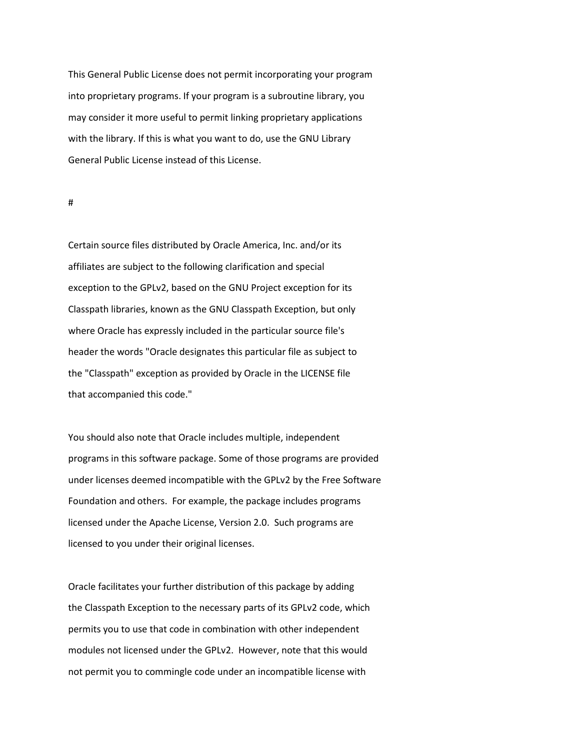This General Public License does not permit incorporating your program into proprietary programs. If your program is a subroutine library, you may consider it more useful to permit linking proprietary applications with the library. If this is what you want to do, use the GNU Library General Public License instead of this License.

#

Certain source files distributed by Oracle America, Inc. and/or its affiliates are subject to the following clarification and special exception to the GPLv2, based on the GNU Project exception for its Classpath libraries, known as the GNU Classpath Exception, but only where Oracle has expressly included in the particular source file's header the words "Oracle designates this particular file as subject to the "Classpath" exception as provided by Oracle in the LICENSE file that accompanied this code."

You should also note that Oracle includes multiple, independent programs in this software package. Some of those programs are provided under licenses deemed incompatible with the GPLv2 by the Free Software Foundation and others. For example, the package includes programs licensed under the Apache License, Version 2.0. Such programs are licensed to you under their original licenses.

Oracle facilitates your further distribution of this package by adding the Classpath Exception to the necessary parts of its GPLv2 code, which permits you to use that code in combination with other independent modules not licensed under the GPLv2. However, note that this would not permit you to commingle code under an incompatible license with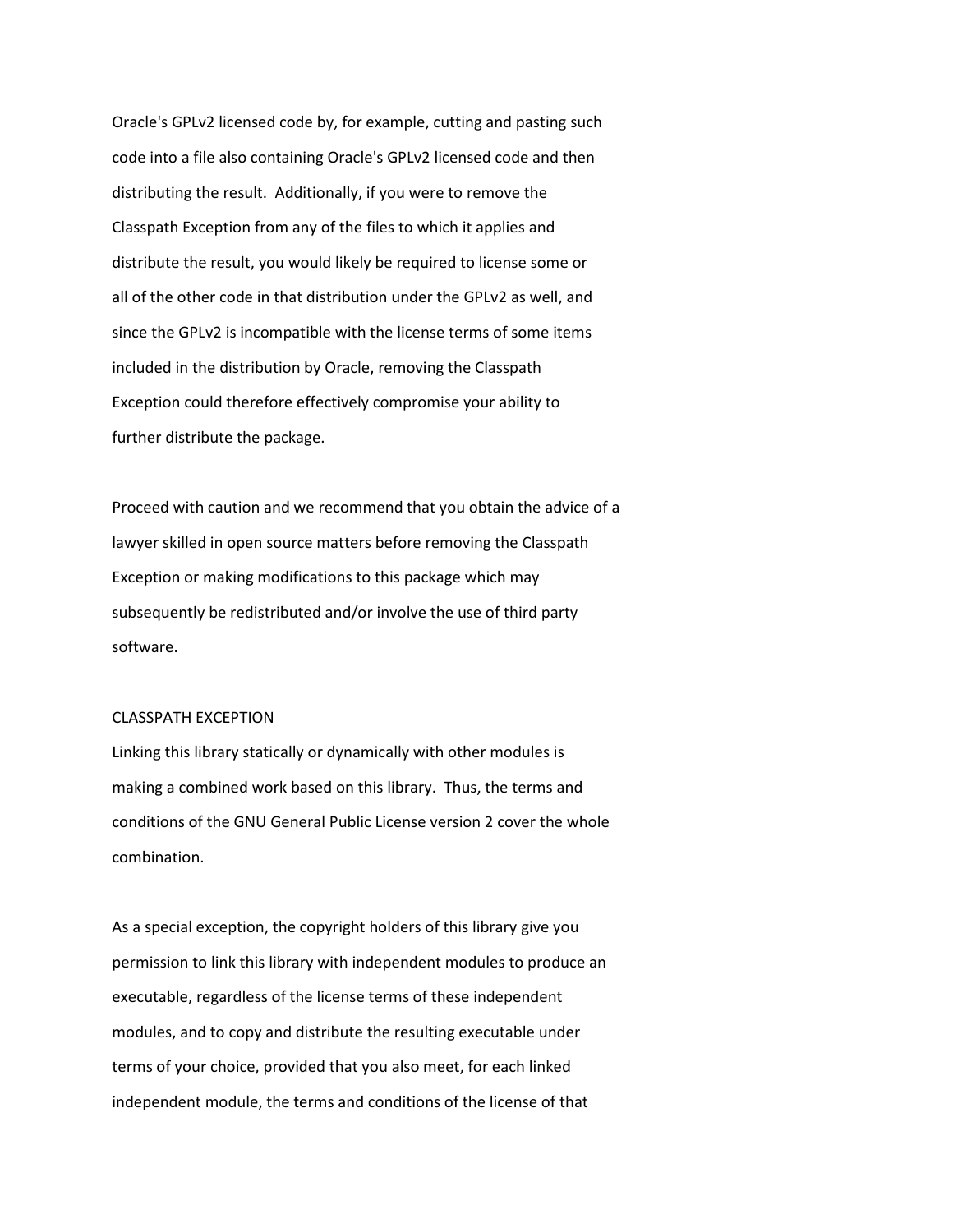Oracle's GPLv2 licensed code by, for example, cutting and pasting such code into a file also containing Oracle's GPLv2 licensed code and then distributing the result. Additionally, if you were to remove the Classpath Exception from any of the files to which it applies and distribute the result, you would likely be required to license some or all of the other code in that distribution under the GPLv2 as well, and since the GPLv2 is incompatible with the license terms of some items included in the distribution by Oracle, removing the Classpath Exception could therefore effectively compromise your ability to further distribute the package.

Proceed with caution and we recommend that you obtain the advice of a lawyer skilled in open source matters before removing the Classpath Exception or making modifications to this package which may subsequently be redistributed and/or involve the use of third party software.

CLASSPATH EXCEPTION

Linking this library statically or dynamically with other modules is making a combined work based on this library. Thus, the terms and conditions of the GNU General Public License version 2 cover the whole combination.

As a special exception, the copyright holders of this library give you permission to link this library with independent modules to produce an executable, regardless of the license terms of these independent modules, and to copy and distribute the resulting executable under terms of your choice, provided that you also meet, for each linked independent module, the terms and conditions of the license of that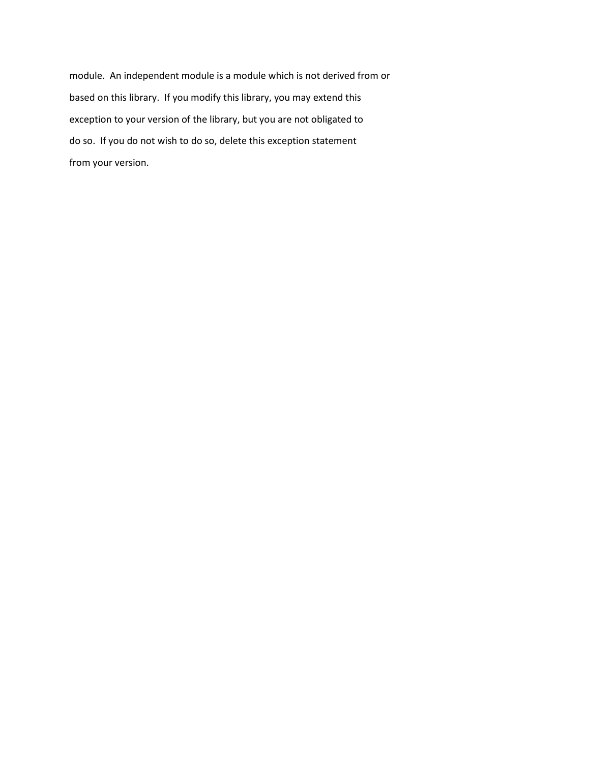module.  An independent module is a module which is not derived from or based on this library.  If you modify this library, you may extend this exception to your version of the library, but you are not obligated to do so.  If you do not wish to do so, delete this exception statement from your version.